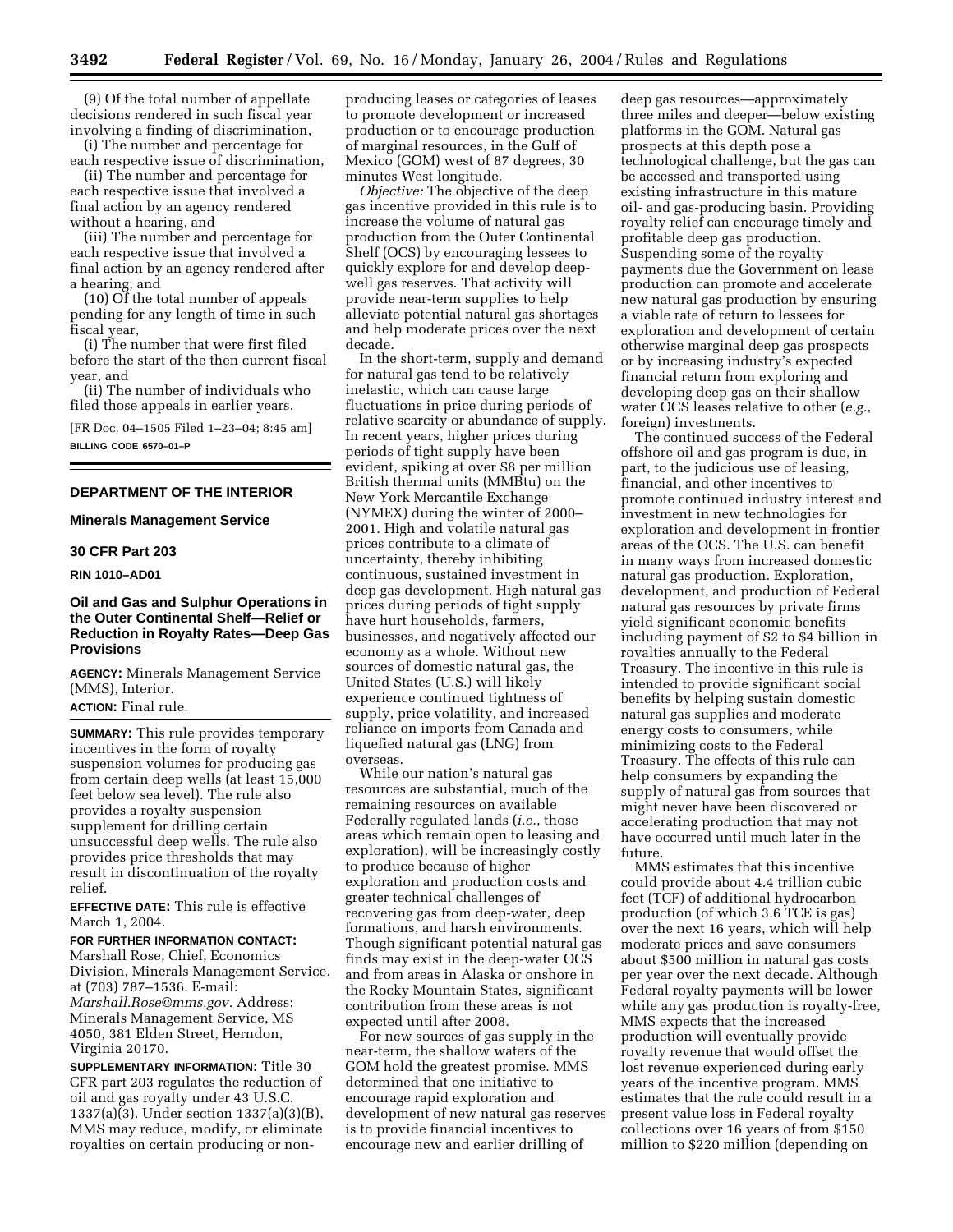(9) Of the total number of appellate decisions rendered in such fiscal year involving a finding of discrimination,

(i) The number and percentage for each respective issue of discrimination,

(ii) The number and percentage for each respective issue that involved a final action by an agency rendered without a hearing, and

(iii) The number and percentage for each respective issue that involved a final action by an agency rendered after a hearing; and

(10) Of the total number of appeals pending for any length of time in such fiscal year,

(i) The number that were first filed before the start of the then current fiscal year, and

(ii) The number of individuals who filed those appeals in earlier years.

[FR Doc. 04–1505 Filed 1–23–04; 8:45 am]

**BILLING CODE 6570–01–P**

---

## DEPARTMENT OF THE INTERIOR

### Minerals Management Service

### 30 CFR Part 203

**RIN 1010–AD01**

### Oil and Gas and Sulphur Operations in the Outer Continental Shelf—Relief or Reduction in Royalty Rates—Deep Gas Provisions

**AGENCY:** Minerals Management Service (MMS), Interior.

**ACTION:** Final rule.

**SUMMARY:** This rule provides temporary incentives in the form of royalty suspension volumes for producing gas from certain deep wells (at least 15,000 feet below sea level). The rule also provides a royalty suspension supplement for drilling certain unsuccessful deep wells. The rule also provides price thresholds that may result in discontinuation of the royalty relief.

**EFFECTIVE DATE:** This rule is effective March 1, 2004.

**FOR FURTHER INFORMATION CONTACT:** Marshall Rose, Chief, Economics Division, Minerals Management Service, at (703) 787–1536. E-mail: *Marshall.Rose@mms.gov.* Address: Minerals Management Service, MS 4050, 381 Elden Street, Herndon, Virginia 20170.

**SUPPLEMENTARY INFORMATION:** Title 30 CFR part 203 regulates the reduction of oil and gas royalty under 43 U.S.C. 1337(a)(3). Under section 1337(a)(3)(B), MMS may reduce, modify, or eliminate royalties on certain producing or non-producing leases or categories of leases to promote development or increased production or to encourage production of marginal resources, in the Gulf of Mexico (GOM) west of 87 degrees, 30 minutes West longitude.

*Objective:* The objective of the deep gas incentive provided in this rule is to increase the volume of natural gas production from the Outer Continental Shelf (OCS) by encouraging lessees to quickly explore for and develop deep-well gas reserves. That activity will provide near-term supplies to help alleviate potential natural gas shortages and help moderate prices over the next decade.

In the short-term, supply and demand for natural gas tend to be relatively inelastic, which can cause large fluctuations in price during periods of relative scarcity or abundance of supply. In recent years, higher prices during periods of tight supply have been evident, spiking at over $8 per million British thermal units (MMBtu) on the New York Mercantile Exchange (NYMEX) during the winter of 2000–2001. High and volatile natural gas prices contribute to a climate of uncertainty, thereby inhibiting continuous, sustained investment in deep gas development. High natural gas prices during periods of tight supply have hurt households, farmers, businesses, and negatively affected our economy as a whole. Without new sources of domestic natural gas, the United States (U.S.) will likely experience continued tightness of supply, price volatility, and increased reliance on imports from Canada and liquefied natural gas (LNG) from overseas.

While our nation's natural gas resources are substantial, much of the remaining resources on available Federally regulated lands (*i.e.,* those areas which remain open to leasing and exploration), will be increasingly costly to produce because of higher exploration and production costs and greater technical challenges of recovering gas from deep-water, deep formations, and harsh environments. Though significant potential natural gas finds may exist in the deep-water OCS and from areas in Alaska or onshore in the Rocky Mountain States, significant contribution from these areas is not expected until after 2008.

For new sources of gas supply in the near-term, the shallow waters of the GOM hold the greatest promise. MMS determined that one initiative to encourage rapid exploration and development of new natural gas reserves is to provide financial incentives to encourage new and earlier drilling of deep gas resources—approximately three miles and deeper—below existing platforms in the GOM. Natural gas prospects at this depth pose a technological challenge, but the gas can be accessed and transported using existing infrastructure in this mature oil- and gas-producing basin. Providing royalty relief can encourage timely and profitable deep gas production. Suspending some of the royalty payments due the Government on lease production can promote and accelerate new natural gas production by ensuring a viable rate of return to lessees for exploration and development of certain otherwise marginal deep gas prospects or by increasing industry's expected financial return from exploring and developing deep gas on their shallow water OCS leases relative to other (*e.g.,* foreign) investments.

The continued success of the Federal offshore oil and gas program is due, in part, to the judicious use of leasing, financial, and other incentives to promote continued industry interest and investment in new technologies for exploration and development in frontier areas of the OCS. The U.S. can benefit in many ways from increased domestic natural gas production. Exploration, development, and production of Federal natural gas resources by private firms yield significant economic benefits including payment of $2 to $4 billion in royalties annually to the Federal Treasury. The incentive in this rule is intended to provide significant social benefits by helping sustain domestic natural gas supplies and moderate energy costs to consumers, while minimizing costs to the Federal Treasury. The effects of this rule can help consumers by expanding the supply of natural gas from sources that might never have been discovered or accelerating production that may not have occurred until much later in the future.

MMS estimates that this incentive could provide about 4.4 trillion cubic feet (TCF) of additional hydrocarbon production (of which 3.6 TCE is gas) over the next 16 years, which will help moderate prices and save consumers about $500 million in natural gas costs per year over the next decade. Although Federal royalty payments will be lower while any gas production is royalty-free, MMS expects that the increased production will eventually provide royalty revenue that would offset the lost revenue experienced during early years of the incentive program. MMS estimates that the rule could result in a present value loss in Federal royalty collections over 16 years of from $150 million to $220 million (depending on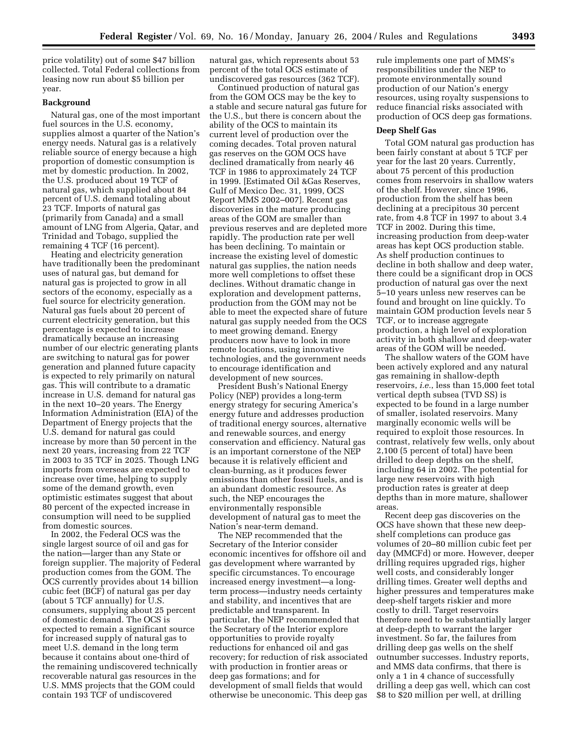price volatility) out of some $47 billion collected. Total Federal collections from leasing now run about $5 billion per year.

**Background**

Natural gas, one of the most important fuel sources in the U.S. economy, supplies almost a quarter of the Nation's energy needs. Natural gas is a relatively reliable source of energy because a high proportion of domestic consumption is met by domestic production. In 2002, the U.S. produced about 19 TCF of natural gas, which supplied about 84 percent of U.S. demand totaling about 23 TCF. Imports of natural gas (primarily from Canada) and a small amount of LNG from Algeria, Qatar, and Trinidad and Tobago, supplied the remaining 4 TCF (16 percent).

Heating and electricity generation have traditionally been the predominant uses of natural gas, but demand for natural gas is projected to grow in all sectors of the economy, especially as a fuel source for electricity generation. Natural gas fuels about 20 percent of current electricity generation, but this percentage is expected to increase dramatically because an increasing number of our electric generating plants are switching to natural gas for power generation and planned future capacity is expected to rely primarily on natural gas. This will contribute to a dramatic increase in U.S. demand for natural gas in the next 10–20 years. The Energy Information Administration (EIA) of the Department of Energy projects that the U.S. demand for natural gas could increase by more than 50 percent in the next 20 years, increasing from 22 TCF in 2003 to 35 TCF in 2025. Though LNG imports from overseas are expected to increase over time, helping to supply some of the demand growth, even optimistic estimates suggest that about 80 percent of the expected increase in consumption will need to be supplied from domestic sources.

In 2002, the Federal OCS was the single largest source of oil and gas for the nation—larger than any State or foreign supplier. The majority of Federal production comes from the GOM. The OCS currently provides about 14 billion cubic feet (BCF) of natural gas per day (about 5 TCF annually) for U.S. consumers, supplying about 25 percent of domestic demand. The OCS is expected to remain a significant source for increased supply of natural gas to meet U.S. demand in the long term because it contains about one-third of the remaining undiscovered technically recoverable natural gas resources in the U.S. MMS projects that the GOM could contain 193 TCF of undiscovered natural gas, which represents about 53 percent of the total OCS estimate of undiscovered gas resources (362 TCF).

Continued production of natural gas from the GOM OCS may be the key to a stable and secure natural gas future for the U.S., but there is concern about the ability of the OCS to maintain its current level of production over the coming decades. Total proven natural gas reserves on the GOM OCS have declined dramatically from nearly 46 TCF in 1986 to approximately 24 TCF in 1999. [Estimated Oil &Gas Reserves, Gulf of Mexico Dec. 31, 1999, OCS Report MMS 2002–007]. Recent gas discoveries in the mature producing areas of the GOM are smaller than previous reserves and are depleted more rapidly. The production rate per well has been declining. To maintain or increase the existing level of domestic natural gas supplies, the nation needs more well completions to offset these declines. Without dramatic change in exploration and development patterns, production from the GOM may not be able to meet the expected share of future natural gas supply needed from the OCS to meet growing demand. Energy producers now have to look in more remote locations, using innovative technologies, and the government needs to encourage identification and development of new sources.

President Bush's National Energy Policy (NEP) provides a long-term energy strategy for securing America's energy future and addresses production of traditional energy sources, alternative and renewable sources, and energy conservation and efficiency. Natural gas is an important cornerstone of the NEP because it is relatively efficient and clean-burning, as it produces fewer emissions than other fossil fuels, and is an abundant domestic resource. As such, the NEP encourages the environmentally responsible development of natural gas to meet the Nation's near-term demand.

The NEP recommended that the Secretary of the Interior consider economic incentives for offshore oil and gas development where warranted by specific circumstances. To encourage increased energy investment—a long-term process—industry needs certainty and stability, and incentives that are predictable and transparent. In particular, the NEP recommended that the Secretary of the Interior explore opportunities to provide royalty reductions for enhanced oil and gas recovery; for reduction of risk associated with production in frontier areas or deep gas formations; and for development of small fields that would otherwise be uneconomic. This deep gas rule implements one part of MMS's responsibilities under the NEP to promote environmentally sound production of our Nation's energy resources, using royalty suspensions to reduce financial risks associated with production of OCS deep gas formations.

**Deep Shelf Gas**

Total GOM natural gas production has been fairly constant at about 5 TCF per year for the last 20 years. Currently, about 75 percent of this production comes from reservoirs in shallow waters of the shelf. However, since 1996, production from the shelf has been declining at a precipitous 30 percent rate, from 4.8 TCF in 1997 to about 3.4 TCF in 2002. During this time, increasing production from deep-water areas has kept OCS production stable. As shelf production continues to decline in both shallow and deep water, there could be a significant drop in OCS production of natural gas over the next 5–10 years unless new reserves can be found and brought on line quickly. To maintain GOM production levels near 5 TCF, or to increase aggregate production, a high level of exploration activity in both shallow and deep-water areas of the GOM will be needed.

The shallow waters of the GOM have been actively explored and any natural gas remaining in shallow-depth reservoirs, *i.e.*, less than 15,000 feet total vertical depth subsea (TVD SS) is expected to be found in a large number of smaller, isolated reservoirs. Many marginally economic wells will be required to exploit those resources. In contrast, relatively few wells, only about 2,100 (5 percent of total) have been drilled to deep depths on the shelf, including 64 in 2002. The potential for large new reservoirs with high production rates is greater at deep depths than in more mature, shallower areas.

Recent deep gas discoveries on the OCS have shown that these new deep-shelf completions can produce gas volumes of 20–80 million cubic feet per day (MMCFd) or more. However, deeper drilling requires upgraded rigs, higher well costs, and considerably longer drilling times. Greater well depths and higher pressures and temperatures make deep-shelf targets riskier and more costly to drill. Target reservoirs therefore need to be substantially larger at deep-depth to warrant the larger investment. So far, the failures from drilling deep gas wells on the shelf outnumber successes. Industry reports, and MMS data confirms, that there is only a 1 in 4 chance of successfully drilling a deep gas well, which can cost $8 to $20 million per well, at drilling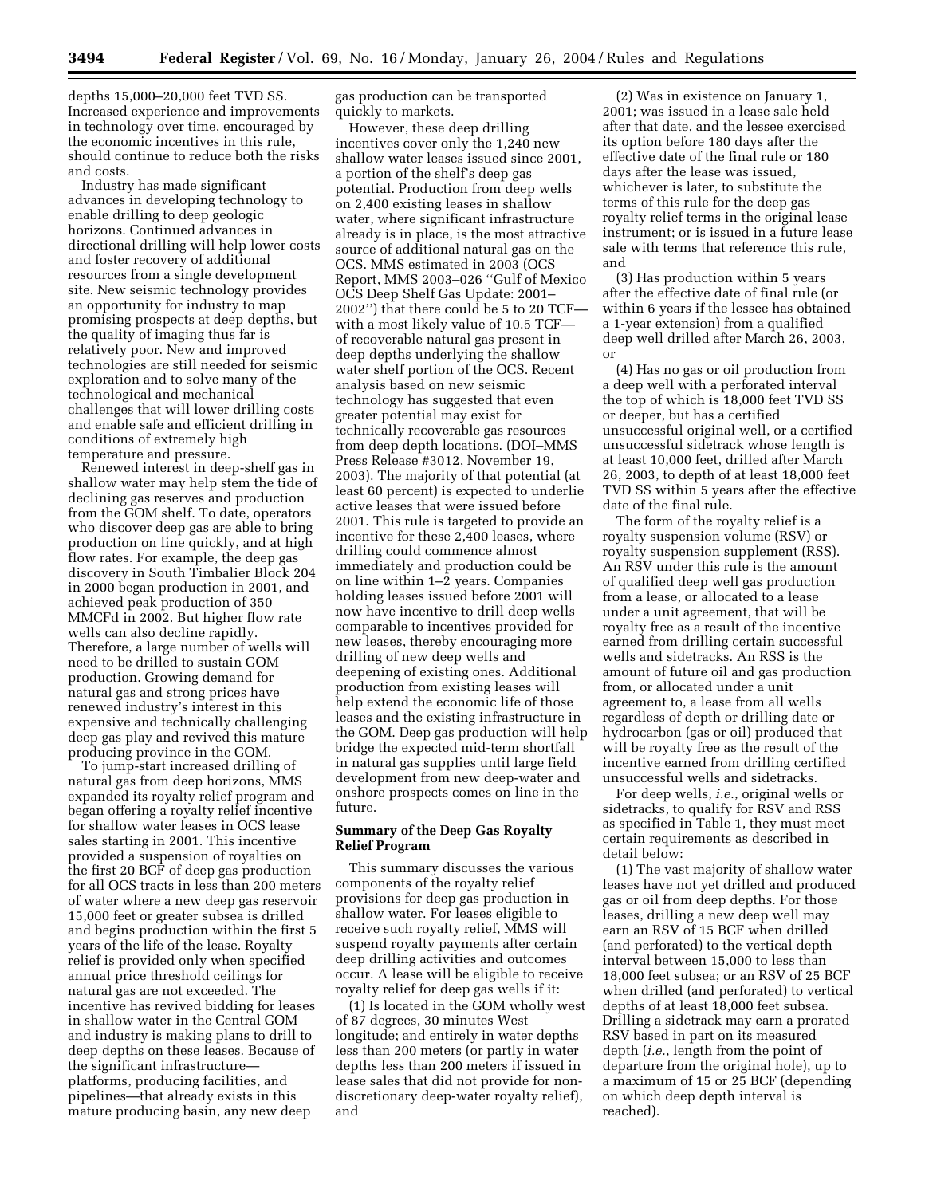depths 15,000–20,000 feet TVD SS. Increased experience and improvements in technology over time, encouraged by the economic incentives in this rule, should continue to reduce both the risks and costs.

Industry has made significant advances in developing technology to enable drilling to deep geologic horizons. Continued advances in directional drilling will help lower costs and foster recovery of additional resources from a single development site. New seismic technology provides an opportunity for industry to map promising prospects at deep depths, but the quality of imaging thus far is relatively poor. New and improved technologies are still needed for seismic exploration and to solve many of the technological and mechanical challenges that will lower drilling costs and enable safe and efficient drilling in conditions of extremely high temperature and pressure.

Renewed interest in deep-shelf gas in shallow water may help stem the tide of declining gas reserves and production from the GOM shelf. To date, operators who discover deep gas are able to bring production on line quickly, and at high flow rates. For example, the deep gas discovery in South Timbalier Block 204 in 2000 began production in 2001, and achieved peak production of 350 MMCFd in 2002. But higher flow rate wells can also decline rapidly. Therefore, a large number of wells will need to be drilled to sustain GOM production. Growing demand for natural gas and strong prices have renewed industry's interest in this expensive and technically challenging deep gas play and revived this mature producing province in the GOM.

To jump-start increased drilling of natural gas from deep horizons, MMS expanded its royalty relief program and began offering a royalty relief incentive for shallow water leases in OCS lease sales starting in 2001. This incentive provided a suspension of royalties on the first 20 BCF of deep gas production for all OCS tracts in less than 200 meters of water where a new deep gas reservoir 15,000 feet or greater subsea is drilled and begins production within the first 5 years of the life of the lease. Royalty relief is provided only when specified annual price threshold ceilings for natural gas are not exceeded. The incentive has revived bidding for leases in shallow water in the Central GOM and industry is making plans to drill to deep depths on these leases. Because of the significant infrastructure—platforms, producing facilities, and pipelines—that already exists in this mature producing basin, any new deep gas production can be transported quickly to markets.

However, these deep drilling incentives cover only the 1,240 new shallow water leases issued since 2001, a portion of the shelf's deep gas potential. Production from deep wells on 2,400 existing leases in shallow water, where significant infrastructure already is in place, is the most attractive source of additional natural gas on the OCS. MMS estimated in 2003 (OCS Report, MMS 2003–026 ''Gulf of Mexico OCS Deep Shelf Gas Update: 2001–2002'') that there could be 5 to 20 TCF—with a most likely value of 10.5 TCF—of recoverable natural gas present in deep depths underlying the shallow water shelf portion of the OCS. Recent analysis based on new seismic technology has suggested that even greater potential may exist for technically recoverable gas resources from deep depth locations. (DOI–MMS Press Release #3012, November 19, 2003). The majority of that potential (at least 60 percent) is expected to underlie active leases that were issued before 2001. This rule is targeted to provide an incentive for these 2,400 leases, where drilling could commence almost immediately and production could be on line within 1–2 years. Companies holding leases issued before 2001 will now have incentive to drill deep wells comparable to incentives provided for new leases, thereby encouraging more drilling of new deep wells and deepening of existing ones. Additional production from existing leases will help extend the economic life of those leases and the existing infrastructure in the GOM. Deep gas production will help bridge the expected mid-term shortfall in natural gas supplies until large field development from new deep-water and onshore prospects comes on line in the future.

**Summary of the Deep Gas Royalty Relief Program**

This summary discusses the various components of the royalty relief provisions for deep gas production in shallow water. For leases eligible to receive such royalty relief, MMS will suspend royalty payments after certain deep drilling activities and outcomes occur. A lease will be eligible to receive royalty relief for deep gas wells if it:

(1) Is located in the GOM wholly west of 87 degrees, 30 minutes West longitude; and entirely in water depths less than 200 meters (or partly in water depths less than 200 meters if issued in lease sales that did not provide for non-discretionary deep-water royalty relief), and

(2) Was in existence on January 1, 2001; was issued in a lease sale held after that date, and the lessee exercised its option before 180 days after the effective date of the final rule or 180 days after the lease was issued, whichever is later, to substitute the terms of this rule for the deep gas royalty relief terms in the original lease instrument; or is issued in a future lease sale with terms that reference this rule, and

(3) Has production within 5 years after the effective date of final rule (or within 6 years if the lessee has obtained a 1-year extension) from a qualified deep well drilled after March 26, 2003, or

(4) Has no gas or oil production from a deep well with a perforated interval the top of which is 18,000 feet TVD SS or deeper, but has a certified unsuccessful original well, or a certified unsuccessful sidetrack whose length is at least 10,000 feet, drilled after March 26, 2003, to depth of at least 18,000 feet TVD SS within 5 years after the effective date of the final rule.

The form of the royalty relief is a royalty suspension volume (RSV) or royalty suspension supplement (RSS). An RSV under this rule is the amount of qualified deep well gas production from a lease, or allocated to a lease under a unit agreement, that will be royalty free as a result of the incentive earned from drilling certain successful wells and sidetracks. An RSS is the amount of future oil and gas production from, or allocated under a unit agreement to, a lease from all wells regardless of depth or drilling date or hydrocarbon (gas or oil) produced that will be royalty free as the result of the incentive earned from drilling certified unsuccessful wells and sidetracks.

For deep wells, *i.e.*, original wells or sidetracks, to qualify for RSV and RSS as specified in Table 1, they must meet certain requirements as described in detail below:

(1) The vast majority of shallow water leases have not yet drilled and produced gas or oil from deep depths. For those leases, drilling a new deep well may earn an RSV of 15 BCF when drilled (and perforated) to the vertical depth interval between 15,000 to less than 18,000 feet subsea; or an RSV of 25 BCF when drilled (and perforated) to vertical depths of at least 18,000 feet subsea. Drilling a sidetrack may earn a prorated RSV based in part on its measured depth (*i.e.*, length from the point of departure from the original hole), up to a maximum of 15 or 25 BCF (depending on which deep depth interval is reached).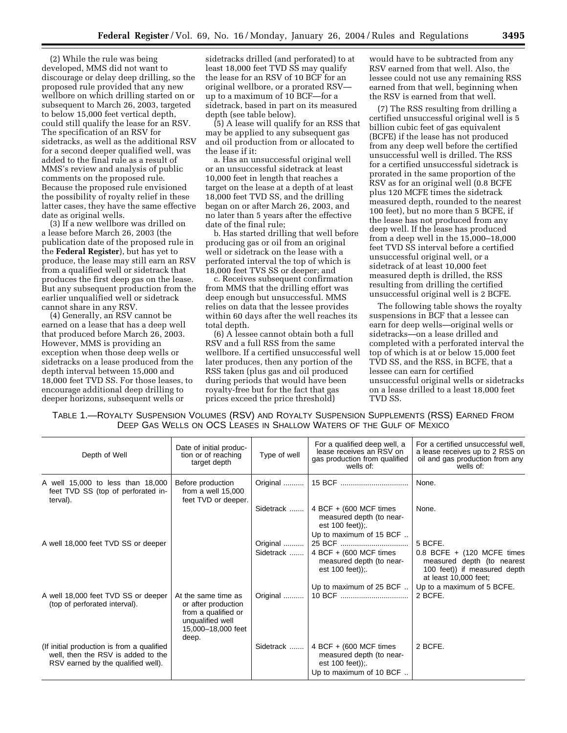(2) While the rule was being developed, MMS did not want to discourage or delay deep drilling, so the proposed rule provided that any new wellbore on which drilling started on or subsequent to March 26, 2003, targeted to below 15,000 feet vertical depth, could still qualify the lease for an RSV. The specification of an RSV for sidetracks, as well as the additional RSV for a second deeper qualified well, was added to the final rule as a result of MMS's review and analysis of public comments on the proposed rule. Because the proposed rule envisioned the possibility of royalty relief in these latter cases, they have the same effective date as original wells.

(3) If a new wellbore was drilled on a lease before March 26, 2003 (the publication date of the proposed rule in the **Federal Register**), but has yet to produce, the lease may still earn an RSV from a qualified well or sidetrack that produces the first deep gas on the lease. But any subsequent production from the earlier unqualified well or sidetrack cannot share in any RSV.

(4) Generally, an RSV cannot be earned on a lease that has a deep well that produced before March 26, 2003. However, MMS is providing an exception when those deep wells or sidetracks on a lease produced from the depth interval between 15,000 and 18,000 feet TVD SS. For those leases, to encourage additional deep drilling to deeper horizons, subsequent wells or sidetracks drilled (and perforated) to at least 18,000 feet TVD SS may qualify the lease for an RSV of 10 BCF for an original wellbore, or a prorated RSV—up to a maximum of 10 BCF—for a sidetrack, based in part on its measured depth (see table below).

(5) A lease will qualify for an RSS that may be applied to any subsequent gas and oil production from or allocated to the lease if it:

a. Has an unsuccessful original well or an unsuccessful sidetrack at least 10,000 feet in length that reaches a target on the lease at a depth of at least 18,000 feet TVD SS, and the drilling began on or after March 26, 2003, and no later than 5 years after the effective date of the final rule;

b. Has started drilling that well before producing gas or oil from an original well or sidetrack on the lease with a perforated interval the top of which is 18,000 feet TVS SS or deeper; and

c. Receives subsequent confirmation from MMS that the drilling effort was deep enough but unsuccessful. MMS relies on data that the lessee provides within 60 days after the well reaches its total depth.

(6) A lessee cannot obtain both a full RSV and a full RSS from the same wellbore. If a certified unsuccessful well later produces, then any portion of the RSS taken (plus gas and oil produced during periods that would have been royalty-free but for the fact that gas prices exceed the price threshold) would have to be subtracted from any RSV earned from that well. Also, the lessee could not use any remaining RSS earned from that well, beginning when the RSV is earned from that well.

(7) The RSS resulting from drilling a certified unsuccessful original well is 5 billion cubic feet of gas equivalent (BCFE) if the lease has not produced from any deep well before the certified unsuccessful well is drilled. The RSS for a certified unsuccessful sidetrack is prorated in the same proportion of the RSV as for an original well (0.8 BCFE plus 120 MCFE times the sidetrack measured depth, rounded to the nearest 100 feet), but no more than 5 BCFE, if the lease has not produced from any deep well. If the lease has produced from a deep well in the 15,000–18,000 feet TVD SS interval before a certified unsuccessful original well, or a sidetrack of at least 10,000 feet measured depth is drilled, the RSS resulting from drilling the certified unsuccessful original well is 2 BCFE.

The following table shows the royalty suspensions in BCF that a lessee can earn for deep wells—original wells or sidetracks—on a lease drilled and completed with a perforated interval the top of which is at or below 15,000 feet TVD SS, and the RSS, in BCFE, that a lessee can earn for certified unsuccessful original wells or sidetracks on a lease drilled to a least 18,000 feet TVD SS.

TABLE 1.—ROYALTY SUSPENSION VOLUMES (RSV) AND ROYALTY SUSPENSION SUPPLEMENTS (RSS) EARNED FROM DEEP GAS WELLS ON OCS LEASES IN SHALLOW WATERS OF THE GULF OF MEXICO

| Depth of Well | Date of initial production or of reaching target depth | Type of well | For a qualified deep well, a lease receives an RSV on gas production from qualified wells of: | For a certified unsuccessful well, a lease receives up to 2 RSS on oil and gas production from any wells of: |
|---|---|---|---|---|
| A well 15,000 to less than 18,000 feet TVD SS (top of perforated interval). | Before production from a well 15,000 feet TVD or deeper. | Original | 15 BCF | None. |
| | | Sidetrack | 4 BCF + (600 MCF times measured depth (to nearest 100 feet));. Up to maximum of 15 BCF | None. |
| A well 18,000 feet TVD SS or deeper | | Original | 25 BCF | 5 BCFE. |
| | | Sidetrack | 4 BCF + (600 MCF times measured depth (to nearest 100 feet));. Up to maximum of 25 BCF | 0.8 BCFE + (120 MCFE times measured depth (to nearest 100 feet)) if measured depth at least 10,000 feet; Up to a maximum of 5 BCFE. |
| A well 18,000 feet TVD SS or deeper (top of perforated interval). | At the same time as or after production from a qualified or unqualified well 15,000–18,000 feet deep. | Original | 10 BCF | 2 BCFE. |
| (If initial production is from a qualified well, then the RSV is added to the RSV earned by the qualified well). | | Sidetrack | 4 BCF + (600 MCF times measured depth (to nearest 100 feet));. Up to maximum of 10 BCF | 2 BCFE. |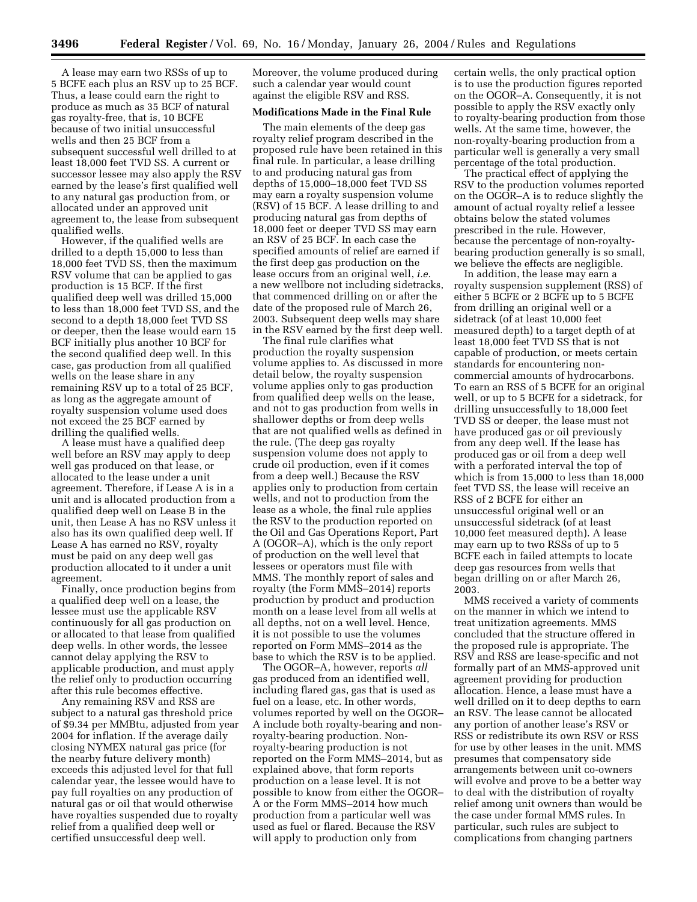A lease may earn two RSSs of up to 5 BCFE each plus an RSV up to 25 BCF. Thus, a lease could earn the right to produce as much as 35 BCF of natural gas royalty-free, that is, 10 BCFE because of two initial unsuccessful wells and then 25 BCF from a subsequent successful well drilled to at least 18,000 feet TVD SS. A current or successor lessee may also apply the RSV earned by the lease's first qualified well to any natural gas production from, or allocated under an approved unit agreement to, the lease from subsequent qualified wells.

However, if the qualified wells are drilled to a depth 15,000 to less than 18,000 feet TVD SS, then the maximum RSV volume that can be applied to gas production is 15 BCF. If the first qualified deep well was drilled 15,000 to less than 18,000 feet TVD SS, and the second to a depth 18,000 feet TVD SS or deeper, then the lease would earn 15 BCF initially plus another 10 BCF for the second qualified deep well. In this case, gas production from all qualified wells on the lease share in any remaining RSV up to a total of 25 BCF, as long as the aggregate amount of royalty suspension volume used does not exceed the 25 BCF earned by drilling the qualified wells.

A lease must have a qualified deep well before an RSV may apply to deep well gas produced on that lease, or allocated to the lease under a unit agreement. Therefore, if Lease A is in a unit and is allocated production from a qualified deep well on Lease B in the unit, then Lease A has no RSV unless it also has its own qualified deep well. If Lease A has earned no RSV, royalty must be paid on any deep well gas production allocated to it under a unit agreement.

Finally, once production begins from a qualified deep well on a lease, the lessee must use the applicable RSV continuously for all gas production on or allocated to that lease from qualified deep wells. In other words, the lessee cannot delay applying the RSV to applicable production, and must apply the relief only to production occurring after this rule becomes effective.

Any remaining RSV and RSS are subject to a natural gas threshold price of $9.34 per MMBtu, adjusted from year 2004 for inflation. If the average daily closing NYMEX natural gas price (for the nearby future delivery month) exceeds this adjusted level for that full calendar year, the lessee would have to pay full royalties on any production of natural gas or oil that would otherwise have royalties suspended due to royalty relief from a qualified deep well or certified unsuccessful deep well. Moreover, the volume produced during such a calendar year would count against the eligible RSV and RSS.

**Modifications Made in the Final Rule**

The main elements of the deep gas royalty relief program described in the proposed rule have been retained in this final rule. In particular, a lease drilling to and producing natural gas from depths of 15,000–18,000 feet TVD SS may earn a royalty suspension volume (RSV) of 15 BCF. A lease drilling to and producing natural gas from depths of 18,000 feet or deeper TVD SS may earn an RSV of 25 BCF. In each case the specified amounts of relief are earned if the first deep gas production on the lease occurs from an original well, *i.e.* a new wellbore not including sidetracks, that commenced drilling on or after the date of the proposed rule of March 26, 2003. Subsequent deep wells may share in the RSV earned by the first deep well.

The final rule clarifies what production the royalty suspension volume applies to. As discussed in more detail below, the royalty suspension volume applies only to gas production from qualified deep wells on the lease, and not to gas production from wells in shallower depths or from deep wells that are not qualified wells as defined in the rule. (The deep gas royalty suspension volume does not apply to crude oil production, even if it comes from a deep well.) Because the RSV applies only to production from certain wells, and not to production from the lease as a whole, the final rule applies the RSV to the production reported on the Oil and Gas Operations Report, Part A (OGOR–A), which is the only report of production on the well level that lessees or operators must file with MMS. The monthly report of sales and royalty (the Form MMS–2014) reports production by product and production month on a lease level from all wells at all depths, not on a well level. Hence, it is not possible to use the volumes reported on Form MMS–2014 as the base to which the RSV is to be applied.

The OGOR–A, however, reports *all* gas produced from an identified well, including flared gas, gas that is used as fuel on a lease, etc. In other words, volumes reported by well on the OGOR–A include both royalty-bearing and non-royalty-bearing production. Non-royalty-bearing production is not reported on the Form MMS–2014, but as explained above, that form reports production on a lease level. It is not possible to know from either the OGOR–A or the Form MMS–2014 how much production from a particular well was used as fuel or flared. Because the RSV will apply to production only from certain wells, the only practical option is to use the production figures reported on the OGOR–A. Consequently, it is not possible to apply the RSV exactly only to royalty-bearing production from those wells. At the same time, however, the non-royalty-bearing production from a particular well is generally a very small percentage of the total production.

The practical effect of applying the RSV to the production volumes reported on the OGOR–A is to reduce slightly the amount of actual royalty relief a lessee obtains below the stated volumes prescribed in the rule. However, because the percentage of non-royalty-bearing production generally is so small, we believe the effects are negligible.

In addition, the lease may earn a royalty suspension supplement (RSS) of either 5 BCFE or 2 BCFE up to 5 BCFE from drilling an original well or a sidetrack (of at least 10,000 feet measured depth) to a target depth of at least 18,000 feet TVD SS that is not capable of production, or meets certain standards for encountering non-commercial amounts of hydrocarbons. To earn an RSS of 5 BCFE for an original well, or up to 5 BCFE for a sidetrack, for drilling unsuccessfully to 18,000 feet TVD SS or deeper, the lease must not have produced gas or oil previously from any deep well. If the lease has produced gas or oil from a deep well with a perforated interval the top of which is from 15,000 to less than 18,000 feet TVD SS, the lease will receive an RSS of 2 BCFE for either an unsuccessful original well or an unsuccessful sidetrack (of at least 10,000 feet measured depth). A lease may earn up to two RSSs of up to 5 BCFE each in failed attempts to locate deep gas resources from wells that began drilling on or after March 26, 2003.

MMS received a variety of comments on the manner in which we intend to treat unitization agreements. MMS concluded that the structure offered in the proposed rule is appropriate. The RSV and RSS are lease-specific and not formally part of an MMS-approved unit agreement providing for production allocation. Hence, a lease must have a well drilled on it to deep depths to earn an RSV. The lease cannot be allocated any portion of another lease's RSV or RSS or redistribute its own RSV or RSS for use by other leases in the unit. MMS presumes that compensatory side arrangements between unit co-owners will evolve and prove to be a better way to deal with the distribution of royalty relief among unit owners than would be the case under formal MMS rules. In particular, such rules are subject to complications from changing partners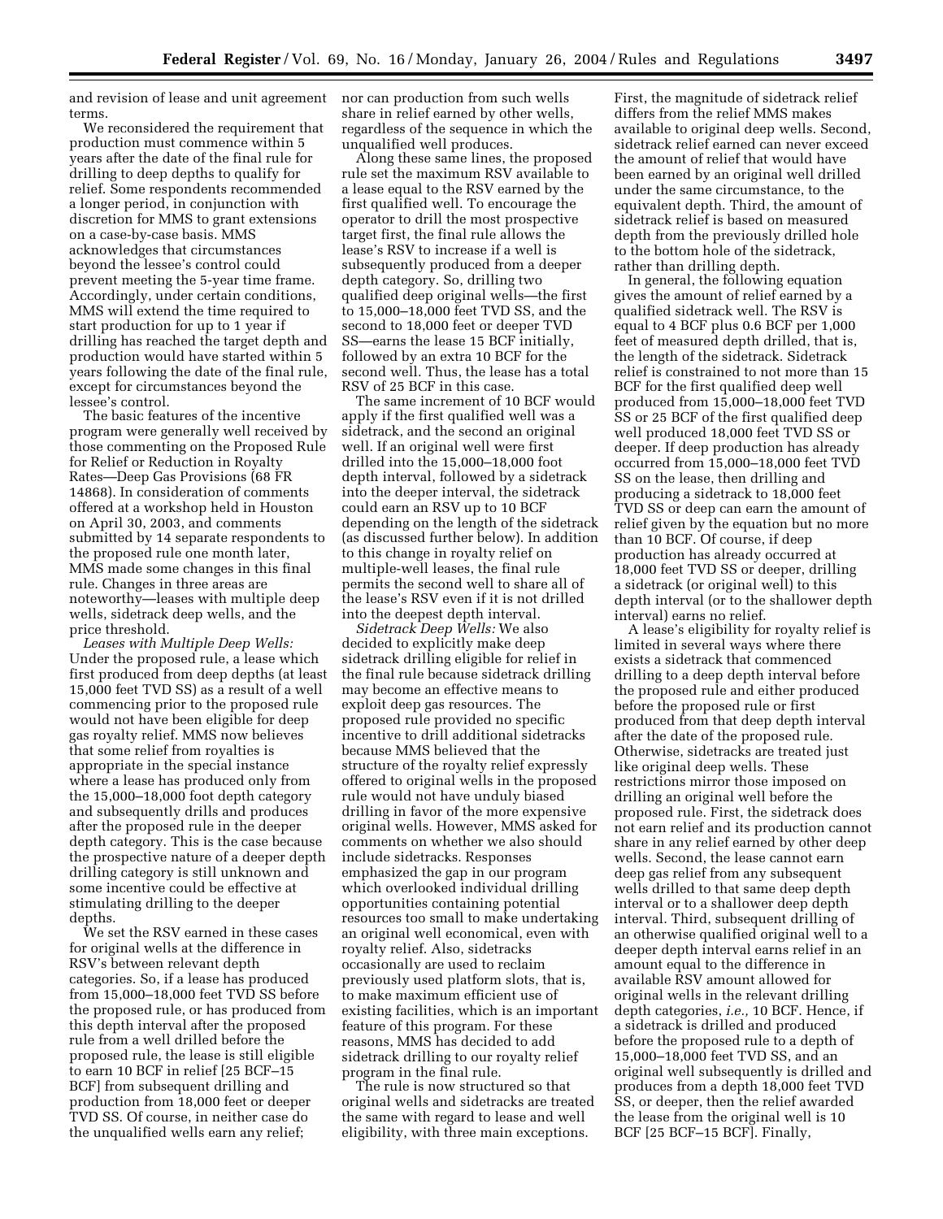and revision of lease and unit agreement terms.

We reconsidered the requirement that production must commence within 5 years after the date of the final rule for drilling to deep depths to qualify for relief. Some respondents recommended a longer period, in conjunction with discretion for MMS to grant extensions on a case-by-case basis. MMS acknowledges that circumstances beyond the lessee's control could prevent meeting the 5-year time frame. Accordingly, under certain conditions, MMS will extend the time required to start production for up to 1 year if drilling has reached the target depth and production would have started within 5 years following the date of the final rule, except for circumstances beyond the lessee's control.

The basic features of the incentive program were generally well received by those commenting on the Proposed Rule for Relief or Reduction in Royalty Rates—Deep Gas Provisions (68 FR 14868). In consideration of comments offered at a workshop held in Houston on April 30, 2003, and comments submitted by 14 separate respondents to the proposed rule one month later, MMS made some changes in this final rule. Changes in three areas are noteworthy—leases with multiple deep wells, sidetrack deep wells, and the price threshold.

*Leases with Multiple Deep Wells:* Under the proposed rule, a lease which first produced from deep depths (at least 15,000 feet TVD SS) as a result of a well commencing prior to the proposed rule would not have been eligible for deep gas royalty relief. MMS now believes that some relief from royalties is appropriate in the special instance where a lease has produced only from the 15,000–18,000 foot depth category and subsequently drills and produces after the proposed rule in the deeper depth category. This is the case because the prospective nature of a deeper depth drilling category is still unknown and some incentive could be effective at stimulating drilling to the deeper depths.

We set the RSV earned in these cases for original wells at the difference in RSV's between relevant depth categories. So, if a lease has produced from 15,000–18,000 feet TVD SS before the proposed rule, or has produced from this depth interval after the proposed rule from a well drilled before the proposed rule, the lease is still eligible to earn 10 BCF in relief [25 BCF–15 BCF] from subsequent drilling and production from 18,000 feet or deeper TVD SS. Of course, in neither case do the unqualified wells earn any relief; nor can production from such wells share in relief earned by other wells, regardless of the sequence in which the unqualified well produces.

Along these same lines, the proposed rule set the maximum RSV available to a lease equal to the RSV earned by the first qualified well. To encourage the operator to drill the most prospective target first, the final rule allows the lease's RSV to increase if a well is subsequently produced from a deeper depth category. So, drilling two qualified deep original wells—the first to 15,000–18,000 feet TVD SS, and the second to 18,000 feet or deeper TVD SS—earns the lease 15 BCF initially, followed by an extra 10 BCF for the second well. Thus, the lease has a total RSV of 25 BCF in this case.

The same increment of 10 BCF would apply if the first qualified well was a sidetrack, and the second an original well. If an original well were first drilled into the 15,000–18,000 foot depth interval, followed by a sidetrack into the deeper interval, the sidetrack could earn an RSV up to 10 BCF depending on the length of the sidetrack (as discussed further below). In addition to this change in royalty relief on multiple-well leases, the final rule permits the second well to share all of the lease's RSV even if it is not drilled into the deepest depth interval.

*Sidetrack Deep Wells:* We also decided to explicitly make deep sidetrack drilling eligible for relief in the final rule because sidetrack drilling may become an effective means to exploit deep gas resources. The proposed rule provided no specific incentive to drill additional sidetracks because MMS believed that the structure of the royalty relief expressly offered to original wells in the proposed rule would not have unduly biased drilling in favor of the more expensive original wells. However, MMS asked for comments on whether we also should include sidetracks. Responses emphasized the gap in our program which overlooked individual drilling opportunities containing potential resources too small to make undertaking an original well economical, even with royalty relief. Also, sidetracks occasionally are used to reclaim previously used platform slots, that is, to make maximum efficient use of existing facilities, which is an important feature of this program. For these reasons, MMS has decided to add sidetrack drilling to our royalty relief program in the final rule.

The rule is now structured so that original wells and sidetracks are treated the same with regard to lease and well eligibility, with three main exceptions. First, the magnitude of sidetrack relief differs from the relief MMS makes available to original deep wells. Second, sidetrack relief earned can never exceed the amount of relief that would have been earned by an original well drilled under the same circumstance, to the equivalent depth. Third, the amount of sidetrack relief is based on measured depth from the previously drilled hole to the bottom hole of the sidetrack, rather than drilling depth.

In general, the following equation gives the amount of relief earned by a qualified sidetrack well. The RSV is equal to 4 BCF plus 0.6 BCF per 1,000 feet of measured depth drilled, that is, the length of the sidetrack. Sidetrack relief is constrained to not more than 15 BCF for the first qualified deep well produced from 15,000–18,000 feet TVD SS or 25 BCF of the first qualified deep well produced 18,000 feet TVD SS or deeper. If deep production has already occurred from 15,000–18,000 feet TVD SS on the lease, then drilling and producing a sidetrack to 18,000 feet TVD SS or deep can earn the amount of relief given by the equation but no more than 10 BCF. Of course, if deep production has already occurred at 18,000 feet TVD SS or deeper, drilling a sidetrack (or original well) to this depth interval (or to the shallower depth interval) earns no relief.

A lease's eligibility for royalty relief is limited in several ways where there exists a sidetrack that commenced drilling to a deep depth interval before the proposed rule and either produced before the proposed rule or first produced from that deep depth interval after the date of the proposed rule. Otherwise, sidetracks are treated just like original deep wells. These restrictions mirror those imposed on drilling an original well before the proposed rule. First, the sidetrack does not earn relief and its production cannot share in any relief earned by other deep wells. Second, the lease cannot earn deep gas relief from any subsequent wells drilled to that same deep depth interval or to a shallower deep depth interval. Third, subsequent drilling of an otherwise qualified original well to a deeper depth interval earns relief in an amount equal to the difference in available RSV amount allowed for original wells in the relevant drilling depth categories, *i.e.,* 10 BCF. Hence, if a sidetrack is drilled and produced before the proposed rule to a depth of 15,000–18,000 feet TVD SS, and an original well subsequently is drilled and produces from a depth 18,000 feet TVD SS, or deeper, then the relief awarded the lease from the original well is 10 BCF [25 BCF–15 BCF]. Finally,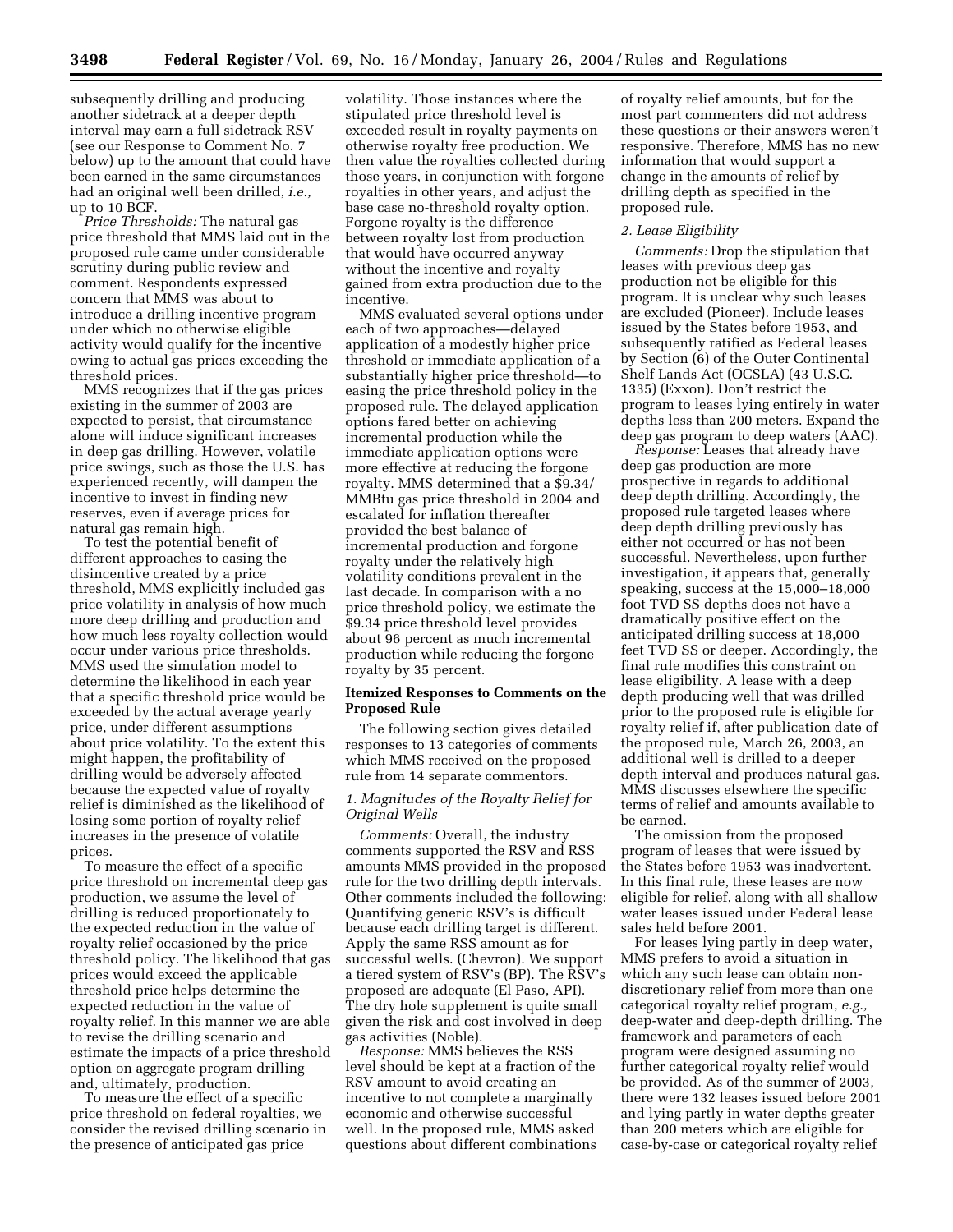subsequently drilling and producing another sidetrack at a deeper depth interval may earn a full sidetrack RSV (see our Response to Comment No. 7 below) up to the amount that could have been earned in the same circumstances had an original well been drilled, *i.e.,* up to 10 BCF.

*Price Thresholds:* The natural gas price threshold that MMS laid out in the proposed rule came under considerable scrutiny during public review and comment. Respondents expressed concern that MMS was about to introduce a drilling incentive program under which no otherwise eligible activity would qualify for the incentive owing to actual gas prices exceeding the threshold prices.

MMS recognizes that if the gas prices existing in the summer of 2003 are expected to persist, that circumstance alone will induce significant increases in deep gas drilling. However, volatile price swings, such as those the U.S. has experienced recently, will dampen the incentive to invest in finding new reserves, even if average prices for natural gas remain high.

To test the potential benefit of different approaches to easing the disincentive created by a price threshold, MMS explicitly included gas price volatility in analysis of how much more deep drilling and production and how much less royalty collection would occur under various price thresholds. MMS used the simulation model to determine the likelihood in each year that a specific threshold price would be exceeded by the actual average yearly price, under different assumptions about price volatility. To the extent this might happen, the profitability of drilling would be adversely affected because the expected value of royalty relief is diminished as the likelihood of losing some portion of royalty relief increases in the presence of volatile prices.

To measure the effect of a specific price threshold on incremental deep gas production, we assume the level of drilling is reduced proportionately to the expected reduction in the value of royalty relief occasioned by the price threshold policy. The likelihood that gas prices would exceed the applicable threshold price helps determine the expected reduction in the value of royalty relief. In this manner we are able to revise the drilling scenario and estimate the impacts of a price threshold option on aggregate program drilling and, ultimately, production.

To measure the effect of a specific price threshold on federal royalties, we consider the revised drilling scenario in the presence of anticipated gas price volatility. Those instances where the stipulated price threshold level is exceeded result in royalty payments on otherwise royalty free production. We then value the royalties collected during those years, in conjunction with forgone royalties in other years, and adjust the base case no-threshold royalty option. Forgone royalty is the difference between royalty lost from production that would have occurred anyway without the incentive and royalty gained from extra production due to the incentive.

MMS evaluated several options under each of two approaches—delayed application of a modestly higher price threshold or immediate application of a substantially higher price threshold—to easing the price threshold policy in the proposed rule. The delayed application options fared better on achieving incremental production while the immediate application options were more effective at reducing the forgone royalty. MMS determined that a $9.34/MMBtu gas price threshold in 2004 and escalated for inflation thereafter provided the best balance of incremental production and forgone royalty under the relatively high volatility conditions prevalent in the last decade. In comparison with a no price threshold policy, we estimate the $9.34 price threshold level provides about 96 percent as much incremental production while reducing the forgone royalty by 35 percent.

## Itemized Responses to Comments on the Proposed Rule

The following section gives detailed responses to 13 categories of comments which MMS received on the proposed rule from 14 separate commentors.

### *1. Magnitudes of the Royalty Relief for Original Wells*

*Comments:* Overall, the industry comments supported the RSV and RSS amounts MMS provided in the proposed rule for the two drilling depth intervals. Other comments included the following: Quantifying generic RSV's is difficult because each drilling target is different. Apply the same RSS amount as for successful wells. (Chevron). We support a tiered system of RSV's (BP). The RSV's proposed are adequate (El Paso, API). The dry hole supplement is quite small given the risk and cost involved in deep gas activities (Noble).

*Response:* MMS believes the RSS level should be kept at a fraction of the RSV amount to avoid creating an incentive to not complete a marginally economic and otherwise successful well. In the proposed rule, MMS asked questions about different combinations of royalty relief amounts, but for the most part commenters did not address these questions or their answers weren't responsive. Therefore, MMS has no new information that would support a change in the amounts of relief by drilling depth as specified in the proposed rule.

### *2. Lease Eligibility*

*Comments:* Drop the stipulation that leases with previous deep gas production not be eligible for this program. It is unclear why such leases are excluded (Pioneer). Include leases issued by the States before 1953, and subsequently ratified as Federal leases by Section (6) of the Outer Continental Shelf Lands Act (OCSLA) (43 U.S.C. 1335) (Exxon). Don't restrict the program to leases lying entirely in water depths less than 200 meters. Expand the deep gas program to deep waters (AAC).

*Response:* Leases that already have deep gas production are more prospective in regards to additional deep depth drilling. Accordingly, the proposed rule targeted leases where deep depth drilling previously has either not occurred or has not been successful. Nevertheless, upon further investigation, it appears that, generally speaking, success at the 15,000–18,000 foot TVD SS depths does not have a dramatically positive effect on the anticipated drilling success at 18,000 feet TVD SS or deeper. Accordingly, the final rule modifies this constraint on lease eligibility. A lease with a deep depth producing well that was drilled prior to the proposed rule is eligible for royalty relief if, after publication date of the proposed rule, March 26, 2003, an additional well is drilled to a deeper depth interval and produces natural gas. MMS discusses elsewhere the specific terms of relief and amounts available to be earned.

The omission from the proposed program of leases that were issued by the States before 1953 was inadvertent. In this final rule, these leases are now eligible for relief, along with all shallow water leases issued under Federal lease sales held before 2001.

For leases lying partly in deep water, MMS prefers to avoid a situation in which any such lease can obtain non-discretionary relief from more than one categorical royalty relief program, *e.g.,* deep-water and deep-depth drilling. The framework and parameters of each program were designed assuming no further categorical royalty relief would be provided. As of the summer of 2003, there were 132 leases issued before 2001 and lying partly in water depths greater than 200 meters which are eligible for case-by-case or categorical royalty relief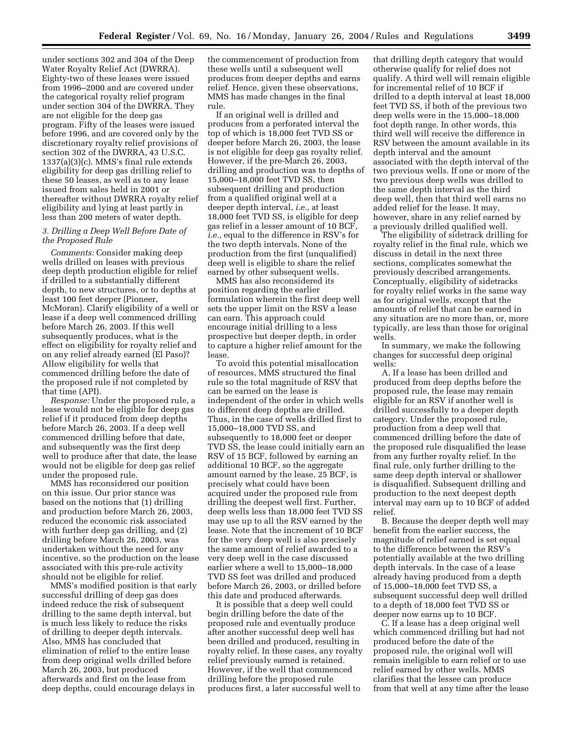under sections 302 and 304 of the Deep Water Royalty Relief Act (DWRRA). Eighty-two of these leases were issued from 1996–2000 and are covered under the categorical royalty relief program under section 304 of the DWRRA. They are not eligible for the deep gas program. Fifty of the leases were issued before 1996, and are covered only by the discretionary royalty relief provisions of section 302 of the DWRRA, 43 U.S.C. 1337(a)(3)(c). MMS's final rule extends eligibility for deep gas drilling relief to these 50 leases, as well as to any lease issued from sales held in 2001 or thereafter without DWRRA royalty relief eligibility and lying at least partly in less than 200 meters of water depth.

### 3. Drilling a Deep Well Before Date of the Proposed Rule

*Comments:* Consider making deep wells drilled on leases with previous deep depth production eligible for relief if drilled to a substantially different depth, to new structures, or to depths at least 100 feet deeper (Pioneer, McMoRan). Clarify eligibility of a well or lease if a deep well commenced drilling before March 26, 2003. If this well subsequently produces, what is the effect on eligibility for royalty relief and on any relief already earned (El Paso)? Allow eligibility for wells that commenced drilling before the date of the proposed rule if not completed by that time (API).

*Response:* Under the proposed rule, a lease would not be eligible for deep gas relief if it produced from deep depths before March 26, 2003. If a deep well commenced drilling before that date, and subsequently was the first deep well to produce after that date, the lease would not be eligible for deep gas relief under the proposed rule.

MMS has reconsidered our position on this issue. Our prior stance was based on the notions that (1) drilling and production before March 26, 2003, reduced the economic risk associated with further deep gas drilling, and (2) drilling before March 26, 2003, was undertaken without the need for any incentive, so the production on the lease associated with this pre-rule activity should not be eligible for relief.

MMS's modified position is that early successful drilling of deep gas does indeed reduce the risk of subsequent drilling to the same depth interval, but is much less likely to reduce the risks of drilling to deeper depth intervals. Also, MMS has concluded that elimination of relief to the entire lease from deep original wells drilled before March 26, 2003, but produced afterwards and first on the lease from deep depths, could encourage delays in the commencement of production from these wells until a subsequent well produces from deeper depths and earns relief. Hence, given these observations, MMS has made changes in the final rule.

If an original well is drilled and produces from a perforated interval the top of which is 18,000 feet TVD SS or deeper before March 26, 2003, the lease is not eligible for deep gas royalty relief. However, if the pre-March 26, 2003, drilling and production was to depths of 15,000–18,000 feet TVD SS, then subsequent drilling and production from a qualified original well at a deeper depth interval, *i.e.,* at least 18,000 feet TVD SS, is eligible for deep gas relief in a lesser amount of 10 BCF, *i.e.,* equal to the difference in RSV's for the two depth intervals. None of the production from the first (unqualified) deep well is eligible to share the relief earned by other subsequent wells.

MMS has also reconsidered its position regarding the earlier formulation wherein the first deep well sets the upper limit on the RSV a lease can earn. This approach could encourage initial drilling to a less prospective but deeper depth, in order to capture a higher relief amount for the lease.

To avoid this potential misallocation of resources, MMS structured the final rule so the total magnitude of RSV that can be earned on the lease is independent of the order in which wells to different deep depths are drilled. Thus, in the case of wells drilled first to 15,000–18,000 TVD SS, and subsequently to 18,000 feet or deeper TVD SS, the lease could initially earn an RSV of 15 BCF, followed by earning an additional 10 BCF, so the aggregate amount earned by the lease, 25 BCF, is precisely what could have been acquired under the proposed rule from drilling the deepest well first. Further, deep wells less than 18,000 feet TVD SS may use up to all the RSV earned by the lease. Note that the increment of 10 BCF for the very deep well is also precisely the same amount of relief awarded to a very deep well in the case discussed earlier where a well to 15,000–18,000 TVD SS feet was drilled and produced before March 26, 2003, or drilled before this date and produced afterwards.

It is possible that a deep well could begin drilling before the date of the proposed rule and eventually produce after another successful deep well has been drilled and produced, resulting in royalty relief. In these cases, any royalty relief previously earned is retained. However, if the well that commenced drilling before the proposed rule produces first, a later successful well to that drilling depth category that would otherwise qualify for relief does not qualify. A third well will remain eligible for incremental relief of 10 BCF if drilled to a depth interval at least 18,000 feet TVD SS, if both of the previous two deep wells were in the 15,000–18,000 foot depth range. In other words, this third well will receive the difference in RSV between the amount available in its depth interval and the amount associated with the depth interval of the two previous wells. If one or more of the two previous deep wells was drilled to the same depth interval as the third deep well, then that third well earns no added relief for the lease. It may, however, share in any relief earned by a previously drilled qualified well.

The eligibility of sidetrack drilling for royalty relief in the final rule, which we discuss in detail in the next three sections, complicates somewhat the previously described arrangements. Conceptually, eligibility of sidetracks for royalty relief works in the same way as for original wells, except that the amounts of relief that can be earned in any situation are no more than, or, more typically, are less than those for original wells.

In summary, we make the following changes for successful deep original wells:

A. If a lease has been drilled and produced from deep depths before the proposed rule, the lease may remain eligible for an RSV if another well is drilled successfully to a deeper depth category. Under the proposed rule, production from a deep well that commenced drilling before the date of the proposed rule disqualified the lease from any further royalty relief. In the final rule, only further drilling to the same deep depth interval or shallower is disqualified. Subsequent drilling and production to the next deepest depth interval may earn up to 10 BCF of added relief.

B. Because the deeper depth well may benefit from the earlier success, the magnitude of relief earned is set equal to the difference between the RSV's potentially available at the two drilling depth intervals. In the case of a lease already having produced from a depth of 15,000–18,000 feet TVD SS, a subsequent successful deep well drilled to a depth of 18,000 feet TVD SS or deeper now earns up to 10 BCF.

C. If a lease has a deep original well which commenced drilling but had not produced before the date of the proposed rule, the original well will remain ineligible to earn relief or to use relief earned by other wells. MMS clarifies that the lessee can produce from that well at any time after the lease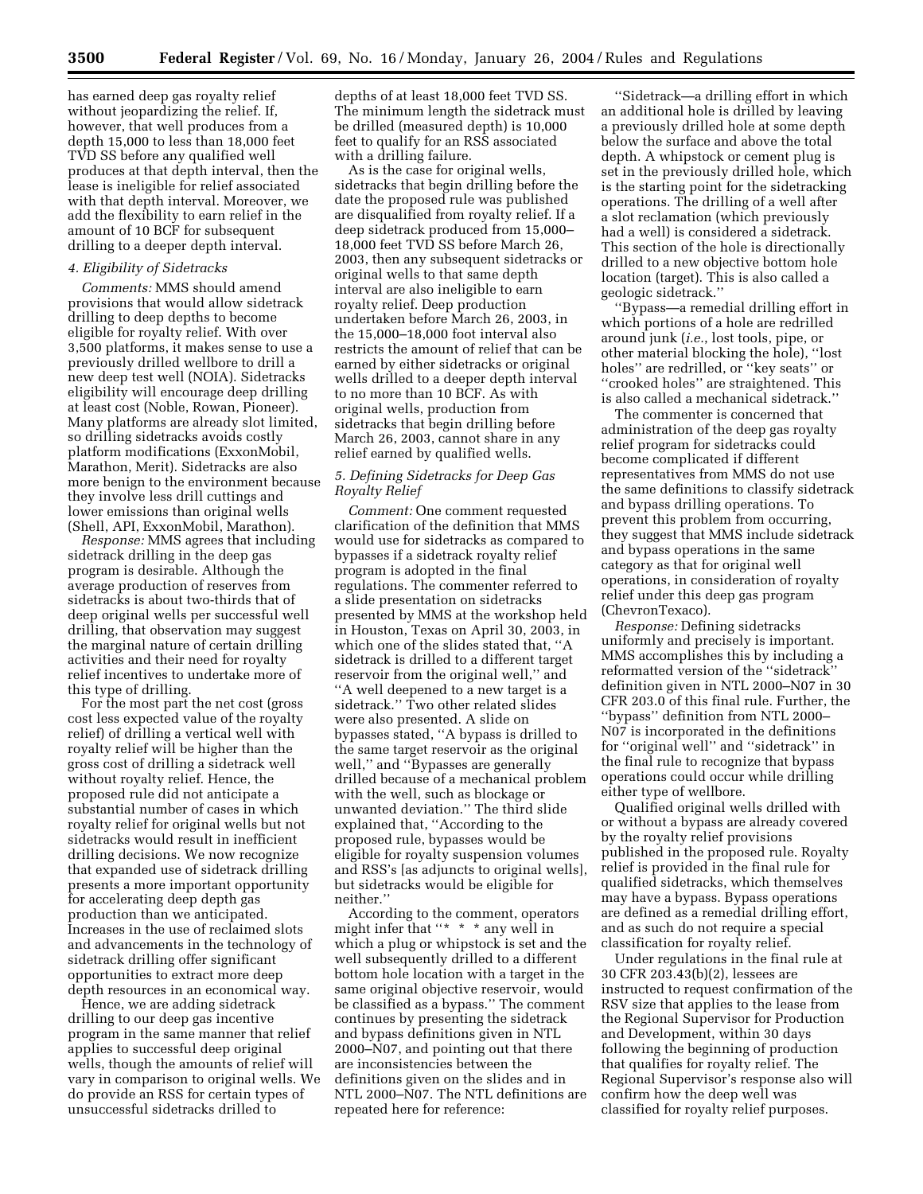has earned deep gas royalty relief without jeopardizing the relief. If, however, that well produces from a depth 15,000 to less than 18,000 feet TVD SS before any qualified well produces at that depth interval, then the lease is ineligible for relief associated with that depth interval. Moreover, we add the flexibility to earn relief in the amount of 10 BCF for subsequent drilling to a deeper depth interval.

*4. Eligibility of Sidetracks*

*Comments:* MMS should amend provisions that would allow sidetrack drilling to deep depths to become eligible for royalty relief. With over 3,500 platforms, it makes sense to use a previously drilled wellbore to drill a new deep test well (NOIA). Sidetracks eligibility will encourage deep drilling at least cost (Noble, Rowan, Pioneer). Many platforms are already slot limited, so drilling sidetracks avoids costly platform modifications (ExxonMobil, Marathon, Merit). Sidetracks are also more benign to the environment because they involve less drill cuttings and lower emissions than original wells (Shell, API, ExxonMobil, Marathon).

*Response:* MMS agrees that including sidetrack drilling in the deep gas program is desirable. Although the average production of reserves from sidetracks is about two-thirds that of deep original wells per successful well drilling, that observation may suggest the marginal nature of certain drilling activities and their need for royalty relief incentives to undertake more of this type of drilling.

For the most part the net cost (gross cost less expected value of the royalty relief) of drilling a vertical well with royalty relief will be higher than the gross cost of drilling a sidetrack well without royalty relief. Hence, the proposed rule did not anticipate a substantial number of cases in which royalty relief for original wells but not sidetracks would result in inefficient drilling decisions. We now recognize that expanded use of sidetrack drilling presents a more important opportunity for accelerating deep depth gas production than we anticipated. Increases in the use of reclaimed slots and advancements in the technology of sidetrack drilling offer significant opportunities to extract more deep depth resources in an economical way.

Hence, we are adding sidetrack drilling to our deep gas incentive program in the same manner that relief applies to successful deep original wells, though the amounts of relief will vary in comparison to original wells. We do provide an RSS for certain types of unsuccessful sidetracks drilled to depths of at least 18,000 feet TVD SS. The minimum length the sidetrack must be drilled (measured depth) is 10,000 feet to qualify for an RSS associated with a drilling failure.

As is the case for original wells, sidetracks that begin drilling before the date the proposed rule was published are disqualified from royalty relief. If a deep sidetrack produced from 15,000–18,000 feet TVD SS before March 26, 2003, then any subsequent sidetracks or original wells to that same depth interval are also ineligible to earn royalty relief. Deep production undertaken before March 26, 2003, in the 15,000–18,000 foot interval also restricts the amount of relief that can be earned by either sidetracks or original wells drilled to a deeper depth interval to no more than 10 BCF. As with original wells, production from sidetracks that begin drilling before March 26, 2003, cannot share in any relief earned by qualified wells.

*5. Defining Sidetracks for Deep Gas Royalty Relief*

*Comment:* One comment requested clarification of the definition that MMS would use for sidetracks as compared to bypasses if a sidetrack royalty relief program is adopted in the final regulations. The commenter referred to a slide presentation on sidetracks presented by MMS at the workshop held in Houston, Texas on April 30, 2003, in which one of the slides stated that, ''A sidetrack is drilled to a different target reservoir from the original well,'' and ''A well deepened to a new target is a sidetrack.'' Two other related slides were also presented. A slide on bypasses stated, ''A bypass is drilled to the same target reservoir as the original well,'' and ''Bypasses are generally drilled because of a mechanical problem with the well, such as blockage or unwanted deviation.'' The third slide explained that, ''According to the proposed rule, bypasses would be eligible for royalty suspension volumes and RSS's [as adjuncts to original wells], but sidetracks would be eligible for neither.''

According to the comment, operators might infer that ''* * * any well in which a plug or whipstock is set and the well subsequently drilled to a different bottom hole location with a target in the same original objective reservoir, would be classified as a bypass.'' The comment continues by presenting the sidetrack and bypass definitions given in NTL 2000–N07, and pointing out that there are inconsistencies between the definitions given on the slides and in NTL 2000–N07. The NTL definitions are repeated here for reference:

''Sidetrack—a drilling effort in which an additional hole is drilled by leaving a previously drilled hole at some depth below the surface and above the total depth. A whipstock or cement plug is set in the previously drilled hole, which is the starting point for the sidetracking operations. The drilling of a well after a slot reclamation (which previously had a well) is considered a sidetrack. This section of the hole is directionally drilled to a new objective bottom hole location (target). This is also called a geologic sidetrack.''

''Bypass—a remedial drilling effort in which portions of a hole are redrilled around junk (*i.e.*, lost tools, pipe, or other material blocking the hole), ''lost holes'' are redrilled, or ''key seats'' or ''crooked holes'' are straightened. This is also called a mechanical sidetrack.''

The commenter is concerned that administration of the deep gas royalty relief program for sidetracks could become complicated if different representatives from MMS do not use the same definitions to classify sidetrack and bypass drilling operations. To prevent this problem from occurring, they suggest that MMS include sidetrack and bypass operations in the same category as that for original well operations, in consideration of royalty relief under this deep gas program (ChevronTexaco).

*Response:* Defining sidetracks uniformly and precisely is important. MMS accomplishes this by including a reformatted version of the ''sidetrack'' definition given in NTL 2000–N07 in 30 CFR 203.0 of this final rule. Further, the ''bypass'' definition from NTL 2000–N07 is incorporated in the definitions for ''original well'' and ''sidetrack'' in the final rule to recognize that bypass operations could occur while drilling either type of wellbore.

Qualified original wells drilled with or without a bypass are already covered by the royalty relief provisions published in the proposed rule. Royalty relief is provided in the final rule for qualified sidetracks, which themselves may have a bypass. Bypass operations are defined as a remedial drilling effort, and as such do not require a special classification for royalty relief.

Under regulations in the final rule at 30 CFR 203.43(b)(2), lessees are instructed to request confirmation of the RSV size that applies to the lease from the Regional Supervisor for Production and Development, within 30 days following the beginning of production that qualifies for royalty relief. The Regional Supervisor's response also will confirm how the deep well was classified for royalty relief purposes.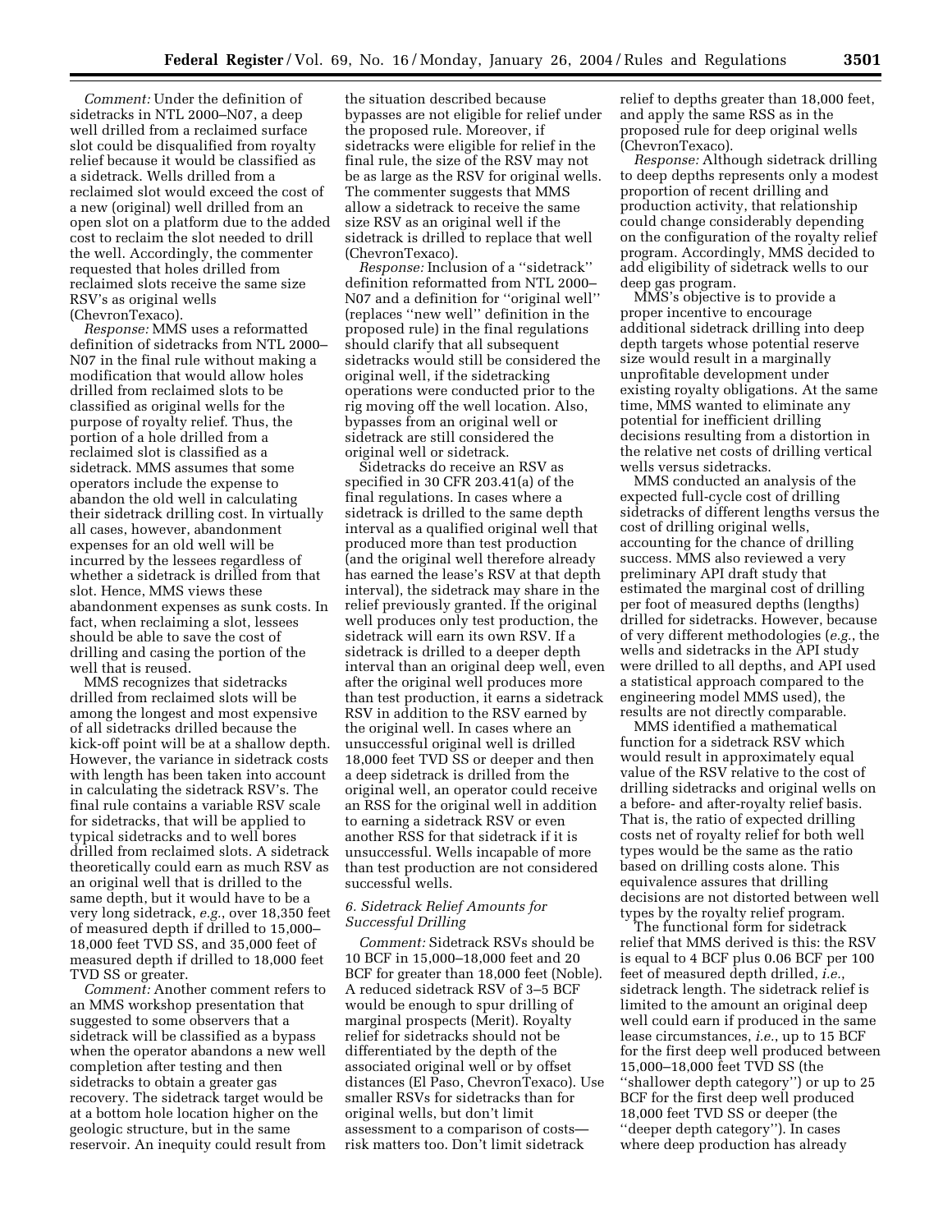*Comment:* Under the definition of sidetracks in NTL 2000–N07, a deep well drilled from a reclaimed surface slot could be disqualified from royalty relief because it would be classified as a sidetrack. Wells drilled from a reclaimed slot would exceed the cost of a new (original) well drilled from an open slot on a platform due to the added cost to reclaim the slot needed to drill the well. Accordingly, the commenter requested that holes drilled from reclaimed slots receive the same size RSV's as original wells (ChevronTexaco).

*Response:* MMS uses a reformatted definition of sidetracks from NTL 2000–N07 in the final rule without making a modification that would allow holes drilled from reclaimed slots to be classified as original wells for the purpose of royalty relief. Thus, the portion of a hole drilled from a reclaimed slot is classified as a sidetrack. MMS assumes that some operators include the expense to abandon the old well in calculating their sidetrack drilling cost. In virtually all cases, however, abandonment expenses for an old well will be incurred by the lessees regardless of whether a sidetrack is drilled from that slot. Hence, MMS views these abandonment expenses as sunk costs. In fact, when reclaiming a slot, lessees should be able to save the cost of drilling and casing the portion of the well that is reused.

MMS recognizes that sidetracks drilled from reclaimed slots will be among the longest and most expensive of all sidetracks drilled because the kick-off point will be at a shallow depth. However, the variance in sidetrack costs with length has been taken into account in calculating the sidetrack RSV's. The final rule contains a variable RSV scale for sidetracks, that will be applied to typical sidetracks and to well bores drilled from reclaimed slots. A sidetrack theoretically could earn as much RSV as an original well that is drilled to the same depth, but it would have to be a very long sidetrack, *e.g.*, over 18,350 feet of measured depth if drilled to 15,000–18,000 feet TVD SS, and 35,000 feet of measured depth if drilled to 18,000 feet TVD SS or greater.

*Comment:* Another comment refers to an MMS workshop presentation that suggested to some observers that a sidetrack will be classified as a bypass when the operator abandons a new well completion after testing and then sidetracks to obtain a greater gas recovery. The sidetrack target would be at a bottom hole location higher on the geologic structure, but in the same reservoir. An inequity could result from the situation described because bypasses are not eligible for relief under the proposed rule. Moreover, if sidetracks were eligible for relief in the final rule, the size of the RSV may not be as large as the RSV for original wells. The commenter suggests that MMS allow a sidetrack to receive the same size RSV as an original well if the sidetrack is drilled to replace that well (ChevronTexaco).

*Response:* Inclusion of a ''sidetrack'' definition reformatted from NTL 2000–N07 and a definition for ''original well'' (replaces ''new well'' definition in the proposed rule) in the final regulations should clarify that all subsequent sidetracks would still be considered the original well, if the sidetracking operations were conducted prior to the rig moving off the well location. Also, bypasses from an original well or sidetrack are still considered the original well or sidetrack.

Sidetracks do receive an RSV as specified in 30 CFR 203.41(a) of the final regulations. In cases where a sidetrack is drilled to the same depth interval as a qualified original well that produced more than test production (and the original well therefore already has earned the lease's RSV at that depth interval), the sidetrack may share in the relief previously granted. If the original well produces only test production, the sidetrack will earn its own RSV. If a sidetrack is drilled to a deeper depth interval than an original deep well, even after the original well produces more than test production, it earns a sidetrack RSV in addition to the RSV earned by the original well. In cases where an unsuccessful original well is drilled 18,000 feet TVD SS or deeper and then a deep sidetrack is drilled from the original well, an operator could receive an RSS for the original well in addition to earning a sidetrack RSV or even another RSS for that sidetrack if it is unsuccessful. Wells incapable of more than test production are not considered successful wells.

### 6. Sidetrack Relief Amounts for Successful Drilling

*Comment:* Sidetrack RSVs should be 10 BCF in 15,000–18,000 feet and 20 BCF for greater than 18,000 feet (Noble). A reduced sidetrack RSV of 3–5 BCF would be enough to spur drilling of marginal prospects (Merit). Royalty relief for sidetracks should not be differentiated by the depth of the associated original well or by offset distances (El Paso, ChevronTexaco). Use smaller RSVs for sidetracks than for original wells, but don't limit assessment to a comparison of costs—risk matters too. Don't limit sidetrack relief to depths greater than 18,000 feet, and apply the same RSS as in the proposed rule for deep original wells (ChevronTexaco).

*Response:* Although sidetrack drilling to deep depths represents only a modest proportion of recent drilling and production activity, that relationship could change considerably depending on the configuration of the royalty relief program. Accordingly, MMS decided to add eligibility of sidetrack wells to our deep gas program.

MMS's objective is to provide a proper incentive to encourage additional sidetrack drilling into deep depth targets whose potential reserve size would result in a marginally unprofitable development under existing royalty obligations. At the same time, MMS wanted to eliminate any potential for inefficient drilling decisions resulting from a distortion in the relative net costs of drilling vertical wells versus sidetracks.

MMS conducted an analysis of the expected full-cycle cost of drilling sidetracks of different lengths versus the cost of drilling original wells, accounting for the chance of drilling success. MMS also reviewed a very preliminary API draft study that estimated the marginal cost of drilling per foot of measured depths (lengths) drilled for sidetracks. However, because of very different methodologies (*e.g.*, the wells and sidetracks in the API study were drilled to all depths, and API used a statistical approach compared to the engineering model MMS used), the results are not directly comparable.

MMS identified a mathematical function for a sidetrack RSV which would result in approximately equal value of the RSV relative to the cost of drilling sidetracks and original wells on a before- and after-royalty relief basis. That is, the ratio of expected drilling costs net of royalty relief for both well types would be the same as the ratio based on drilling costs alone. This equivalence assures that drilling decisions are not distorted between well types by the royalty relief program.

The functional form for sidetrack relief that MMS derived is this: the RSV is equal to 4 BCF plus 0.06 BCF per 100 feet of measured depth drilled, *i.e.*, sidetrack length. The sidetrack relief is limited to the amount an original deep well could earn if produced in the same lease circumstances, *i.e.*, up to 15 BCF for the first deep well produced between 15,000–18,000 feet TVD SS (the ''shallower depth category'') or up to 25 BCF for the first deep well produced 18,000 feet TVD SS or deeper (the ''deeper depth category''). In cases where deep production has already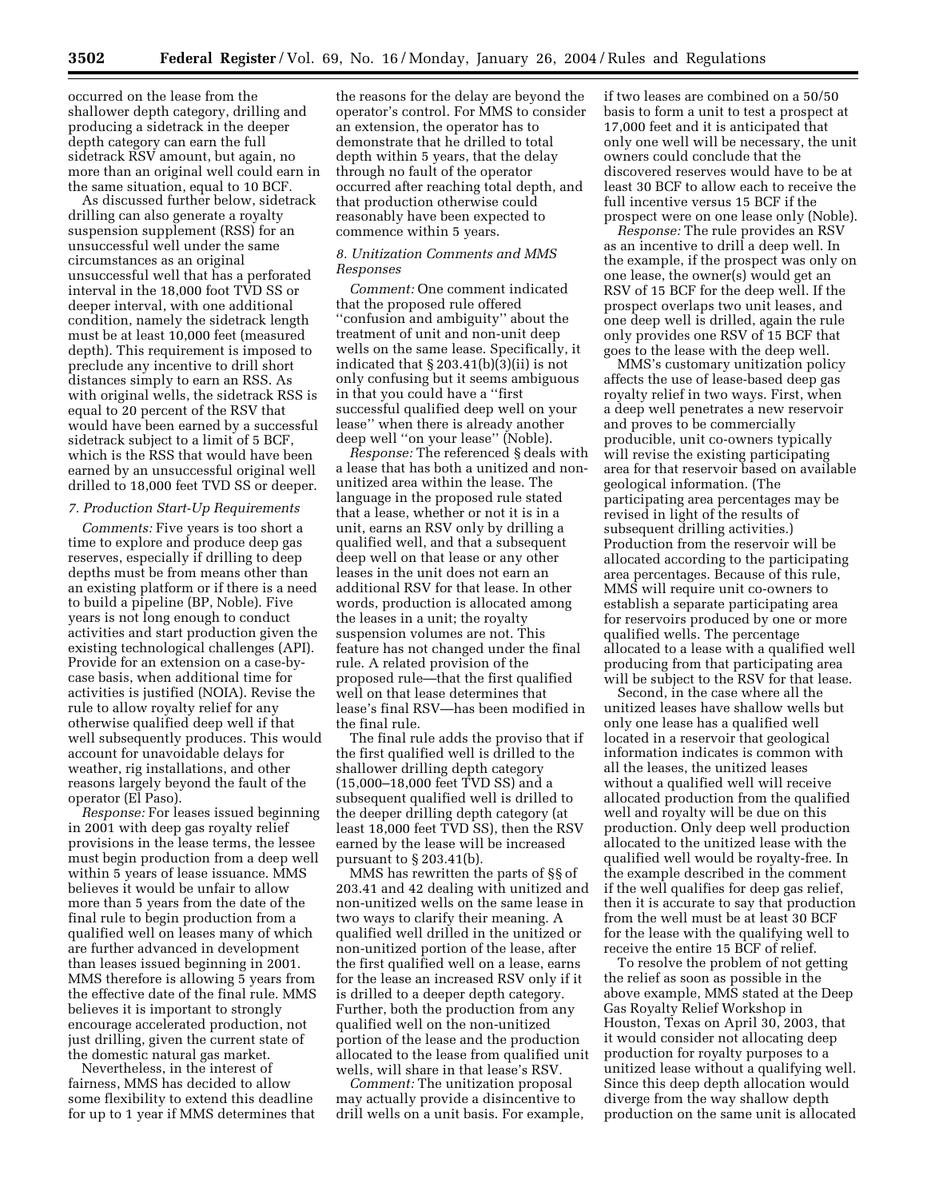occurred on the lease from the shallower depth category, drilling and producing a sidetrack in the deeper depth category can earn the full sidetrack RSV amount, but again, no more than an original well could earn in the same situation, equal to 10 BCF.

As discussed further below, sidetrack drilling can also generate a royalty suspension supplement (RSS) for an unsuccessful well under the same circumstances as an original unsuccessful well that has a perforated interval in the 18,000 foot TVD SS or deeper interval, with one additional condition, namely the sidetrack length must be at least 10,000 feet (measured depth). This requirement is imposed to preclude any incentive to drill short distances simply to earn an RSS. As with original wells, the sidetrack RSS is equal to 20 percent of the RSV that would have been earned by a successful sidetrack subject to a limit of 5 BCF, which is the RSS that would have been earned by an unsuccessful original well drilled to 18,000 feet TVD SS or deeper.

### 7. Production Start-Up Requirements

*Comments:* Five years is too short a time to explore and produce deep gas reserves, especially if drilling to deep depths must be from means other than an existing platform or if there is a need to build a pipeline (BP, Noble). Five years is not long enough to conduct activities and start production given the existing technological challenges (API). Provide for an extension on a case-by-case basis, when additional time for activities is justified (NOIA). Revise the rule to allow royalty relief for any otherwise qualified deep well if that well subsequently produces. This would account for unavoidable delays for weather, rig installations, and other reasons largely beyond the fault of the operator (El Paso).

*Response:* For leases issued beginning in 2001 with deep gas royalty relief provisions in the lease terms, the lessee must begin production from a deep well within 5 years of lease issuance. MMS believes it would be unfair to allow more than 5 years from the date of the final rule to begin production from a qualified well on leases many of which are further advanced in development than leases issued beginning in 2001. MMS therefore is allowing 5 years from the effective date of the final rule. MMS believes it is important to strongly encourage accelerated production, not just drilling, given the current state of the domestic natural gas market.

Nevertheless, in the interest of fairness, MMS has decided to allow some flexibility to extend this deadline for up to 1 year if MMS determines that the reasons for the delay are beyond the operator's control. For MMS to consider an extension, the operator has to demonstrate that he drilled to total depth within 5 years, that the delay through no fault of the operator occurred after reaching total depth, and that production otherwise could reasonably have been expected to commence within 5 years.

### 8. Unitization Comments and MMS Responses

*Comment:* One comment indicated that the proposed rule offered "confusion and ambiguity" about the treatment of unit and non-unit deep wells on the same lease. Specifically, it indicated that § 203.41(b)(3)(ii) is not only confusing but it seems ambiguous in that you could have a "first successful qualified deep well on your lease" when there is already another deep well "on your lease" (Noble).

*Response:* The referenced § deals with a lease that has both a unitized and non-unitized area within the lease. The language in the proposed rule stated that a lease, whether or not it is in a unit, earns an RSV only by drilling a qualified well, and that a subsequent deep well on that lease or any other leases in the unit does not earn an additional RSV for that lease. In other words, production is allocated among the leases in a unit; the royalty suspension volumes are not. This feature has not changed under the final rule. A related provision of the proposed rule—that the first qualified well on that lease determines that lease's final RSV—has been modified in the final rule.

The final rule adds the proviso that if the first qualified well is drilled to the shallower drilling depth category (15,000–18,000 feet TVD SS) and a subsequent qualified well is drilled to the deeper drilling depth category (at least 18,000 feet TVD SS), then the RSV earned by the lease will be increased pursuant to § 203.41(b).

MMS has rewritten the parts of §§ of 203.41 and 42 dealing with unitized and non-unitized wells on the same lease in two ways to clarify their meaning. A qualified well drilled in the unitized or non-unitized portion of the lease, after the first qualified well on a lease, earns for the lease an increased RSV only if it is drilled to a deeper depth category. Further, both the production from any qualified well on the non-unitized portion of the lease and the production allocated to the lease from qualified unit wells, will share in that lease's RSV.

*Comment:* The unitization proposal may actually provide a disincentive to drill wells on a unit basis. For example, if two leases are combined on a 50/50 basis to form a unit to test a prospect at 17,000 feet and it is anticipated that only one well will be necessary, the unit owners could conclude that the discovered reserves would have to be at least 30 BCF to allow each to receive the full incentive versus 15 BCF if the prospect were on one lease only (Noble).

*Response:* The rule provides an RSV as an incentive to drill a deep well. In the example, if the prospect was only on one lease, the owner(s) would get an RSV of 15 BCF for the deep well. If the prospect overlaps two unit leases, and one deep well is drilled, again the rule only provides one RSV of 15 BCF that goes to the lease with the deep well.

MMS's customary unitization policy affects the use of lease-based deep gas royalty relief in two ways. First, when a deep well penetrates a new reservoir and proves to be commercially producible, unit co-owners typically will revise the existing participating area for that reservoir based on available geological information. (The participating area percentages may be revised in light of the results of subsequent drilling activities.) Production from the reservoir will be allocated according to the participating area percentages. Because of this rule, MMS will require unit co-owners to establish a separate participating area for reservoirs produced by one or more qualified wells. The percentage allocated to a lease with a qualified well producing from that participating area will be subject to the RSV for that lease.

Second, in the case where all the unitized leases have shallow wells but only one lease has a qualified well located in a reservoir that geological information indicates is common with all the leases, the unitized leases without a qualified well will receive allocated production from the qualified well and royalty will be due on this production. Only deep well production allocated to the unitized lease with the qualified well would be royalty-free. In the example described in the comment if the well qualifies for deep gas relief, then it is accurate to say that production from the well must be at least 30 BCF for the lease with the qualifying well to receive the entire 15 BCF of relief.

To resolve the problem of not getting the relief as soon as possible in the above example, MMS stated at the Deep Gas Royalty Relief Workshop in Houston, Texas on April 30, 2003, that it would consider not allocating deep production for royalty purposes to a unitized lease without a qualifying well. Since this deep depth allocation would diverge from the way shallow depth production on the same unit is allocated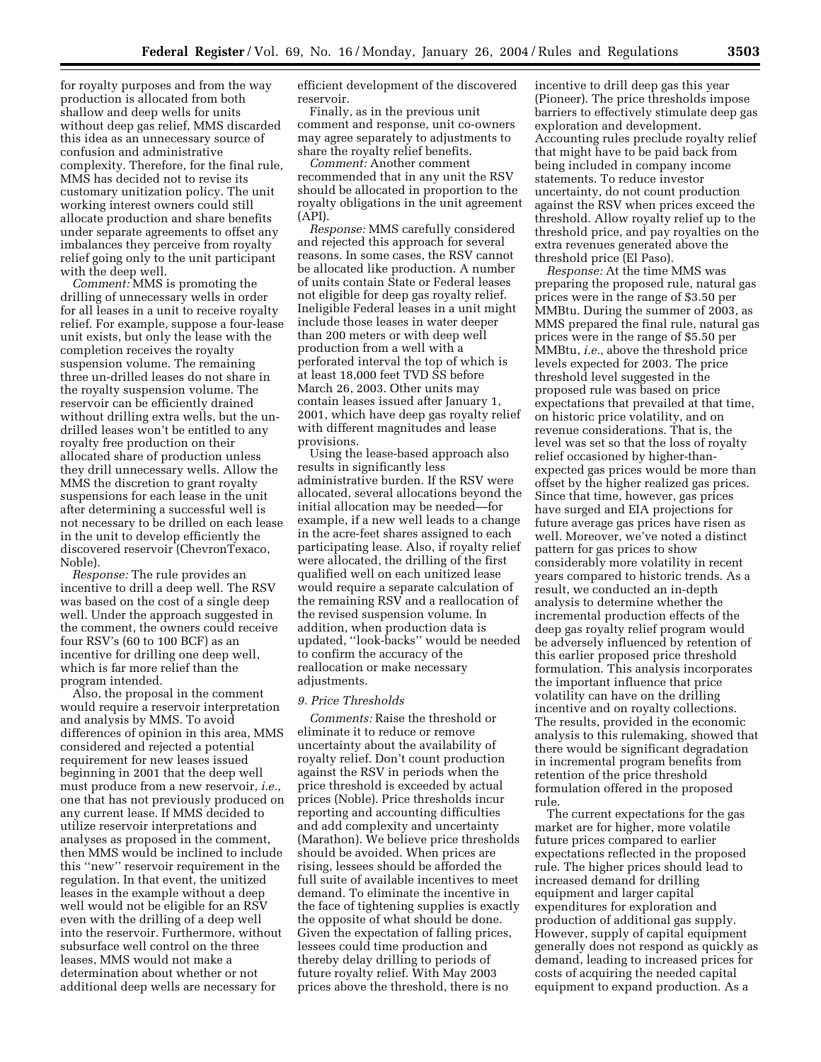for royalty purposes and from the way production is allocated from both shallow and deep wells for units without deep gas relief, MMS discarded this idea as an unnecessary source of confusion and administrative complexity. Therefore, for the final rule, MMS has decided not to revise its customary unitization policy. The unit working interest owners could still allocate production and share benefits under separate agreements to offset any imbalances they perceive from royalty relief going only to the unit participant with the deep well.

*Comment:* MMS is promoting the drilling of unnecessary wells in order for all leases in a unit to receive royalty relief. For example, suppose a four-lease unit exists, but only the lease with the completion receives the royalty suspension volume. The remaining three un-drilled leases do not share in the royalty suspension volume. The reservoir can be efficiently drained without drilling extra wells, but the un-drilled leases won't be entitled to any royalty free production on their allocated share of production unless they drill unnecessary wells. Allow the MMS the discretion to grant royalty suspensions for each lease in the unit after determining a successful well is not necessary to be drilled on each lease in the unit to develop efficiently the discovered reservoir (ChevronTexaco, Noble).

*Response:* The rule provides an incentive to drill a deep well. The RSV was based on the cost of a single deep well. Under the approach suggested in the comment, the owners could receive four RSV's (60 to 100 BCF) as an incentive for drilling one deep well, which is far more relief than the program intended.

Also, the proposal in the comment would require a reservoir interpretation and analysis by MMS. To avoid differences of opinion in this area, MMS considered and rejected a potential requirement for new leases issued beginning in 2001 that the deep well must produce from a new reservoir, *i.e.*, one that has not previously produced on any current lease. If MMS decided to utilize reservoir interpretations and analyses as proposed in the comment, then MMS would be inclined to include this "new" reservoir requirement in the regulation. In that event, the unitized leases in the example without a deep well would not be eligible for an RSV even with the drilling of a deep well into the reservoir. Furthermore, without subsurface well control on the three leases, MMS would not make a determination about whether or not additional deep wells are necessary for efficient development of the discovered reservoir.

Finally, as in the previous unit comment and response, unit co-owners may agree separately to adjustments to share the royalty relief benefits.

*Comment:* Another comment recommended that in any unit the RSV should be allocated in proportion to the royalty obligations in the unit agreement (API).

*Response:* MMS carefully considered and rejected this approach for several reasons. In some cases, the RSV cannot be allocated like production. A number of units contain State or Federal leases not eligible for deep gas royalty relief. Ineligible Federal leases in a unit might include those leases in water deeper than 200 meters or with deep well production from a well with a perforated interval the top of which is at least 18,000 feet TVD SS before March 26, 2003. Other units may contain leases issued after January 1, 2001, which have deep gas royalty relief with different magnitudes and lease provisions.

Using the lease-based approach also results in significantly less administrative burden. If the RSV were allocated, several allocations beyond the initial allocation may be needed—for example, if a new well leads to a change in the acre-feet shares assigned to each participating lease. Also, if royalty relief were allocated, the drilling of the first qualified well on each unitized lease would require a separate calculation of the remaining RSV and a reallocation of the revised suspension volume. In addition, when production data is updated, "look-backs" would be needed to confirm the accuracy of the reallocation or make necessary adjustments.

### *9. Price Thresholds*

*Comments:* Raise the threshold or eliminate it to reduce or remove uncertainty about the availability of royalty relief. Don't count production against the RSV in periods when the price threshold is exceeded by actual prices (Noble). Price thresholds incur reporting and accounting difficulties and add complexity and uncertainty (Marathon). We believe price thresholds should be avoided. When prices are rising, lessees should be afforded the full suite of available incentives to meet demand. To eliminate the incentive in the face of tightening supplies is exactly the opposite of what should be done. Given the expectation of falling prices, lessees could time production and thereby delay drilling to periods of future royalty relief. With May 2003 prices above the threshold, there is no incentive to drill deep gas this year (Pioneer). The price thresholds impose barriers to effectively stimulate deep gas exploration and development. Accounting rules preclude royalty relief that might have to be paid back from being included in company income statements. To reduce investor uncertainty, do not count production against the RSV when prices exceed the threshold. Allow royalty relief up to the threshold price, and pay royalties on the extra revenues generated above the threshold price (El Paso).

*Response:* At the time MMS was preparing the proposed rule, natural gas prices were in the range of $3.50 per MMBtu. During the summer of 2003, as MMS prepared the final rule, natural gas prices were in the range of $5.50 per MMBtu, *i.e.*, above the threshold price levels expected for 2003. The price threshold level suggested in the proposed rule was based on price expectations that prevailed at that time, on historic price volatility, and on revenue considerations. That is, the level was set so that the loss of royalty relief occasioned by higher-than-expected gas prices would be more than offset by the higher realized gas prices. Since that time, however, gas prices have surged and EIA projections for future average gas prices have risen as well. Moreover, we've noted a distinct pattern for gas prices to show considerably more volatility in recent years compared to historic trends. As a result, we conducted an in-depth analysis to determine whether the incremental production effects of the deep gas royalty relief program would be adversely influenced by retention of this earlier proposed price threshold formulation. This analysis incorporates the important influence that price volatility can have on the drilling incentive and on royalty collections. The results, provided in the economic analysis to this rulemaking, showed that there would be significant degradation in incremental program benefits from retention of the price threshold formulation offered in the proposed rule.

The current expectations for the gas market are for higher, more volatile future prices compared to earlier expectations reflected in the proposed rule. The higher prices should lead to increased demand for drilling equipment and larger capital expenditures for exploration and production of additional gas supply. However, supply of capital equipment generally does not respond as quickly as demand, leading to increased prices for costs of acquiring the needed capital equipment to expand production. As a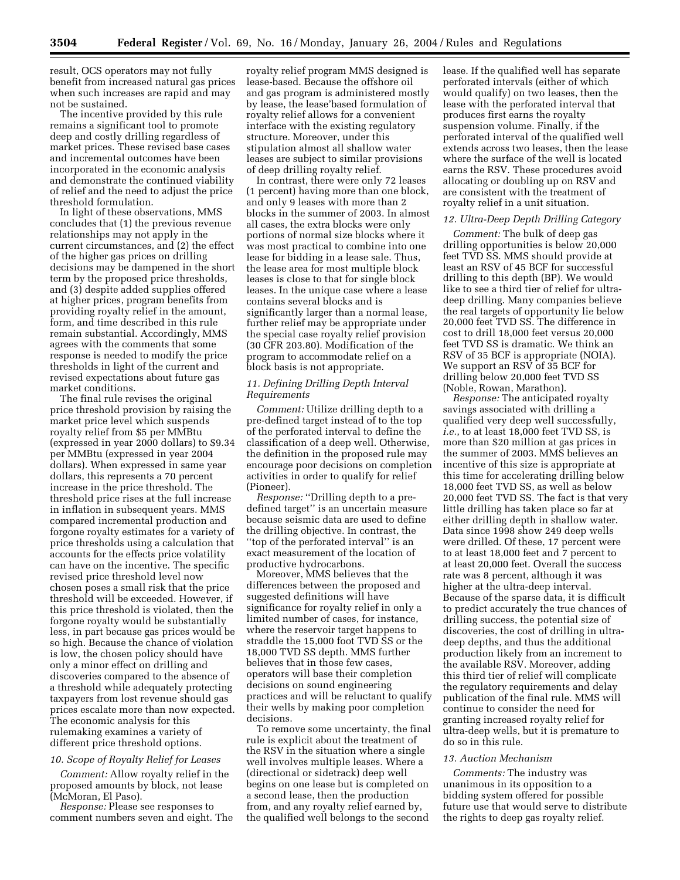result, OCS operators may not fully benefit from increased natural gas prices when such increases are rapid and may not be sustained.

The incentive provided by this rule remains a significant tool to promote deep and costly drilling regardless of market prices. These revised base cases and incremental outcomes have been incorporated in the economic analysis and demonstrate the continued viability of relief and the need to adjust the price threshold formulation.

In light of these observations, MMS concludes that (1) the previous revenue relationships may not apply in the current circumstances, and (2) the effect of the higher gas prices on drilling decisions may be dampened in the short term by the proposed price thresholds, and (3) despite added supplies offered at higher prices, program benefits from providing royalty relief in the amount, form, and time described in this rule remain substantial. Accordingly, MMS agrees with the comments that some response is needed to modify the price thresholds in light of the current and revised expectations about future gas market conditions.

The final rule revises the original price threshold provision by raising the market price level which suspends royalty relief from $5 per MMBtu (expressed in year 2000 dollars) to $9.34 per MMBtu (expressed in year 2004 dollars). When expressed in same year dollars, this represents a 70 percent increase in the price threshold. The threshold price rises at the full increase in inflation in subsequent years. MMS compared incremental production and forgone royalty estimates for a variety of price thresholds using a calculation that accounts for the effects price volatility can have on the incentive. The specific revised price threshold level now chosen poses a small risk that the price threshold will be exceeded. However, if this price threshold is violated, then the forgone royalty would be substantially less, in part because gas prices would be so high. Because the chance of violation is low, the chosen policy should have only a minor effect on drilling and discoveries compared to the absence of a threshold while adequately protecting taxpayers from lost revenue should gas prices escalate more than now expected. The economic analysis for this rulemaking examines a variety of different price threshold options.

### *10. Scope of Royalty Relief for Leases*

*Comment:* Allow royalty relief in the proposed amounts by block, not lease (McMoran, El Paso).

*Response:* Please see responses to comment numbers seven and eight. The royalty relief program MMS designed is lease-based. Because the offshore oil and gas program is administered mostly by lease, the lease'based formulation of royalty relief allows for a convenient interface with the existing regulatory structure. Moreover, under this stipulation almost all shallow water leases are subject to similar provisions of deep drilling royalty relief.

In contrast, there were only 72 leases (1 percent) having more than one block, and only 9 leases with more than 2 blocks in the summer of 2003. In almost all cases, the extra blocks were only portions of normal size blocks where it was most practical to combine into one lease for bidding in a lease sale. Thus, the lease area for most multiple block leases is close to that for single block leases. In the unique case where a lease contains several blocks and is significantly larger than a normal lease, further relief may be appropriate under the special case royalty relief provision (30 CFR 203.80). Modification of the program to accommodate relief on a block basis is not appropriate.

### *11. Defining Drilling Depth Interval Requirements*

*Comment:* Utilize drilling depth to a pre-defined target instead of to the top of the perforated interval to define the classification of a deep well. Otherwise, the definition in the proposed rule may encourage poor decisions on completion activities in order to qualify for relief (Pioneer).

*Response:* ''Drilling depth to a pre-defined target'' is an uncertain measure because seismic data are used to define the drilling objective. In contrast, the ''top of the perforated interval'' is an exact measurement of the location of productive hydrocarbons.

Moreover, MMS believes that the differences between the proposed and suggested definitions will have significance for royalty relief in only a limited number of cases, for instance, where the reservoir target happens to straddle the 15,000 foot TVD SS or the 18,000 TVD SS depth. MMS further believes that in those few cases, operators will base their completion decisions on sound engineering practices and will be reluctant to qualify their wells by making poor completion decisions.

To remove some uncertainty, the final rule is explicit about the treatment of the RSV in the situation where a single well involves multiple leases. Where a (directional or sidetrack) deep well begins on one lease but is completed on a second lease, then the production from, and any royalty relief earned by, the qualified well belongs to the second lease. If the qualified well has separate perforated intervals (either of which would qualify) on two leases, then the lease with the perforated interval that produces first earns the royalty suspension volume. Finally, if the perforated interval of the qualified well extends across two leases, then the lease where the surface of the well is located earns the RSV. These procedures avoid allocating or doubling up on RSV and are consistent with the treatment of royalty relief in a unit situation.

### *12. Ultra-Deep Depth Drilling Category*

*Comment:* The bulk of deep gas drilling opportunities is below 20,000 feet TVD SS. MMS should provide at least an RSV of 45 BCF for successful drilling to this depth (BP). We would like to see a third tier of relief for ultra-deep drilling. Many companies believe the real targets of opportunity lie below 20,000 feet TVD SS. The difference in cost to drill 18,000 feet versus 20,000 feet TVD SS is dramatic. We think an RSV of 35 BCF is appropriate (NOIA). We support an RSV of 35 BCF for drilling below 20,000 feet TVD SS (Noble, Rowan, Marathon).

*Response:* The anticipated royalty savings associated with drilling a qualified very deep well successfully, *i.e.*, to at least 18,000 feet TVD SS, is more than $20 million at gas prices in the summer of 2003. MMS believes an incentive of this size is appropriate at this time for accelerating drilling below 18,000 feet TVD SS, as well as below 20,000 feet TVD SS. The fact is that very little drilling has taken place so far at either drilling depth in shallow water. Data since 1998 show 249 deep wells were drilled. Of these, 17 percent were to at least 18,000 feet and 7 percent to at least 20,000 feet. Overall the success rate was 8 percent, although it was higher at the ultra-deep interval. Because of the sparse data, it is difficult to predict accurately the true chances of drilling success, the potential size of discoveries, the cost of drilling in ultra-deep depths, and thus the additional production likely from an increment to the available RSV. Moreover, adding this third tier of relief will complicate the regulatory requirements and delay publication of the final rule. MMS will continue to consider the need for granting increased royalty relief for ultra-deep wells, but it is premature to do so in this rule.

### *13. Auction Mechanism*

*Comments:* The industry was unanimous in its opposition to a bidding system offered for possible future use that would serve to distribute the rights to deep gas royalty relief.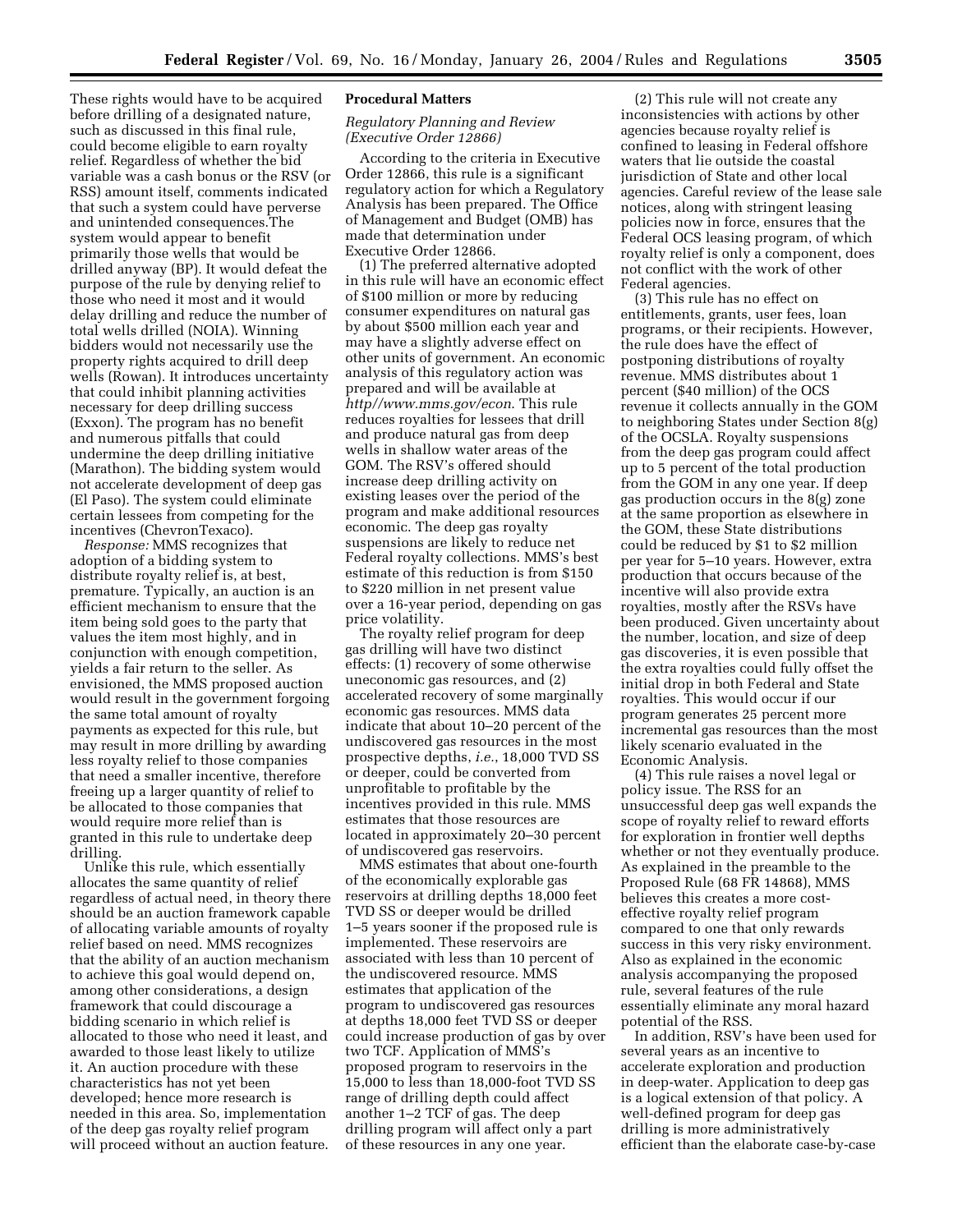These rights would have to be acquired before drilling of a designated nature, such as discussed in this final rule, could become eligible to earn royalty relief. Regardless of whether the bid variable was a cash bonus or the RSV (or RSS) amount itself, comments indicated that such a system could have perverse and unintended consequences.The system would appear to benefit primarily those wells that would be drilled anyway (BP). It would defeat the purpose of the rule by denying relief to those who need it most and it would delay drilling and reduce the number of total wells drilled (NOIA). Winning bidders would not necessarily use the property rights acquired to drill deep wells (Rowan). It introduces uncertainty that could inhibit planning activities necessary for deep drilling success (Exxon). The program has no benefit and numerous pitfalls that could undermine the deep drilling initiative (Marathon). The bidding system would not accelerate development of deep gas (El Paso). The system could eliminate certain lessees from competing for the incentives (ChevronTexaco).

*Response:* MMS recognizes that adoption of a bidding system to distribute royalty relief is, at best, premature. Typically, an auction is an efficient mechanism to ensure that the item being sold goes to the party that values the item most highly, and in conjunction with enough competition, yields a fair return to the seller. As envisioned, the MMS proposed auction would result in the government forgoing the same total amount of royalty payments as expected for this rule, but may result in more drilling by awarding less royalty relief to those companies that need a smaller incentive, therefore freeing up a larger quantity of relief to be allocated to those companies that would require more relief than is granted in this rule to undertake deep drilling.

Unlike this rule, which essentially allocates the same quantity of relief regardless of actual need, in theory there should be an auction framework capable of allocating variable amounts of royalty relief based on need. MMS recognizes that the ability of an auction mechanism to achieve this goal would depend on, among other considerations, a design framework that could discourage a bidding scenario in which relief is allocated to those who need it least, and awarded to those least likely to utilize it. An auction procedure with these characteristics has not yet been developed; hence more research is needed in this area. So, implementation of the deep gas royalty relief program will proceed without an auction feature.

## Procedural Matters

### *Regulatory Planning and Review (Executive Order 12866)*

According to the criteria in Executive Order 12866, this rule is a significant regulatory action for which a Regulatory Analysis has been prepared. The Office of Management and Budget (OMB) has made that determination under Executive Order 12866.

(1) The preferred alternative adopted in this rule will have an economic effect of $100 million or more by reducing consumer expenditures on natural gas by about $500 million each year and may have a slightly adverse effect on other units of government. An economic analysis of this regulatory action was prepared and will be available at *http//www.mms.gov/econ*. This rule reduces royalties for lessees that drill and produce natural gas from deep wells in shallow water areas of the GOM. The RSV's offered should increase deep drilling activity on existing leases over the period of the program and make additional resources economic. The deep gas royalty suspensions are likely to reduce net Federal royalty collections. MMS's best estimate of this reduction is from $150 to $220 million in net present value over a 16-year period, depending on gas price volatility.

The royalty relief program for deep gas drilling will have two distinct effects: (1) recovery of some otherwise uneconomic gas resources, and (2) accelerated recovery of some marginally economic gas resources. MMS data indicate that about 10–20 percent of the undiscovered gas resources in the most prospective depths, *i.e.*, 18,000 TVD SS or deeper, could be converted from unprofitable to profitable by the incentives provided in this rule. MMS estimates that those resources are located in approximately 20–30 percent of undiscovered gas reservoirs.

MMS estimates that about one-fourth of the economically explorable gas reservoirs at drilling depths 18,000 feet TVD SS or deeper would be drilled 1–5 years sooner if the proposed rule is implemented. These reservoirs are associated with less than 10 percent of the undiscovered resource. MMS estimates that application of the program to undiscovered gas resources at depths 18,000 feet TVD SS or deeper could increase production of gas by over two TCF. Application of MMS's proposed program to reservoirs in the 15,000 to less than 18,000-foot TVD SS range of drilling depth could affect another 1–2 TCF of gas. The deep drilling program will affect only a part of these resources in any one year.

(2) This rule will not create any inconsistencies with actions by other agencies because royalty relief is confined to leasing in Federal offshore waters that lie outside the coastal jurisdiction of State and other local agencies. Careful review of the lease sale notices, along with stringent leasing policies now in force, ensures that the Federal OCS leasing program, of which royalty relief is only a component, does not conflict with the work of other Federal agencies.

(3) This rule has no effect on entitlements, grants, user fees, loan programs, or their recipients. However, the rule does have the effect of postponing distributions of royalty revenue. MMS distributes about 1 percent ($40 million) of the OCS revenue it collects annually in the GOM to neighboring States under Section 8(g) of the OCSLA. Royalty suspensions from the deep gas program could affect up to 5 percent of the total production from the GOM in any one year. If deep gas production occurs in the 8(g) zone at the same proportion as elsewhere in the GOM, these State distributions could be reduced by $1 to $2 million per year for 5–10 years. However, extra production that occurs because of the incentive will also provide extra royalties, mostly after the RSVs have been produced. Given uncertainty about the number, location, and size of deep gas discoveries, it is even possible that the extra royalties could fully offset the initial drop in both Federal and State royalties. This would occur if our program generates 25 percent more incremental gas resources than the most likely scenario evaluated in the Economic Analysis.

(4) This rule raises a novel legal or policy issue. The RSS for an unsuccessful deep gas well expands the scope of royalty relief to reward efforts for exploration in frontier well depths whether or not they eventually produce. As explained in the preamble to the Proposed Rule (68 FR 14868), MMS believes this creates a more cost-effective royalty relief program compared to one that only rewards success in this very risky environment. Also as explained in the economic analysis accompanying the proposed rule, several features of the rule essentially eliminate any moral hazard potential of the RSS.

In addition, RSV's have been used for several years as an incentive to accelerate exploration and production in deep-water. Application to deep gas is a logical extension of that policy. A well-defined program for deep gas drilling is more administratively efficient than the elaborate case-by-case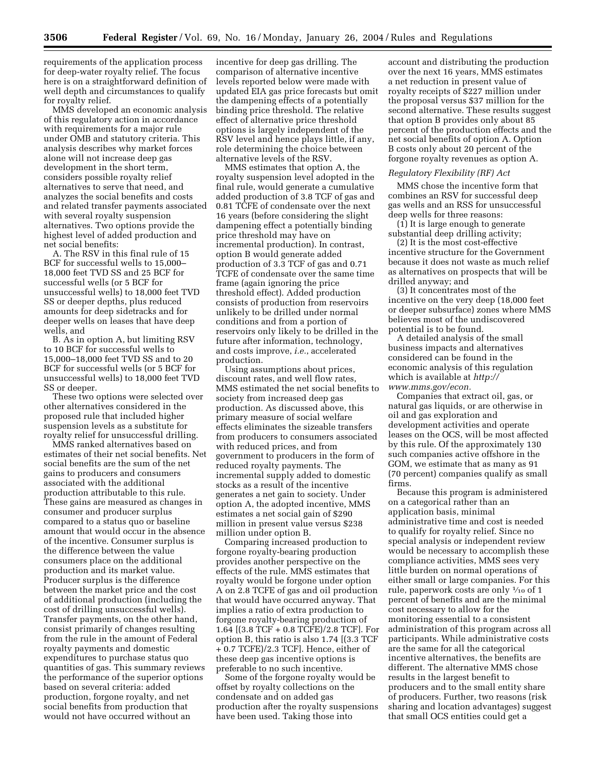requirements of the application process for deep-water royalty relief. The focus here is on a straightforward definition of well depth and circumstances to qualify for royalty relief.

MMS developed an economic analysis of this regulatory action in accordance with requirements for a major rule under OMB and statutory criteria. This analysis describes why market forces alone will not increase deep gas development in the short term, considers possible royalty relief alternatives to serve that need, and analyzes the social benefits and costs and related transfer payments associated with several royalty suspension alternatives. Two options provide the highest level of added production and net social benefits:

A. The RSV in this final rule of 15 BCF for successful wells to 15,000–18,000 feet TVD SS and 25 BCF for successful wells (or 5 BCF for unsuccessful wells) to 18,000 feet TVD SS or deeper depths, plus reduced amounts for deep sidetracks and for deeper wells on leases that have deep wells, and

B. As in option A, but limiting RSV to 10 BCF for successful wells to 15,000–18,000 feet TVD SS and to 20 BCF for successful wells (or 5 BCF for unsuccessful wells) to 18,000 feet TVD SS or deeper.

These two options were selected over other alternatives considered in the proposed rule that included higher suspension levels as a substitute for royalty relief for unsuccessful drilling.

MMS ranked alternatives based on estimates of their net social benefits. Net social benefits are the sum of the net gains to producers and consumers associated with the additional production attributable to this rule. These gains are measured as changes in consumer and producer surplus compared to a status quo or baseline amount that would occur in the absence of the incentive. Consumer surplus is the difference between the value consumers place on the additional production and its market value. Producer surplus is the difference between the market price and the cost of additional production (including the cost of drilling unsuccessful wells). Transfer payments, on the other hand, consist primarily of changes resulting from the rule in the amount of Federal royalty payments and domestic expenditures to purchase status quo quantities of gas. This summary reviews the performance of the superior options based on several criteria: added production, forgone royalty, and net social benefits from production that would not have occurred without an incentive for deep gas drilling. The comparison of alternative incentive levels reported below were made with updated EIA gas price forecasts but omit the dampening effects of a potentially binding price threshold. The relative effect of alternative price threshold options is largely independent of the RSV level and hence plays little, if any, role determining the choice between alternative levels of the RSV.

MMS estimates that option A, the royalty suspension level adopted in the final rule, would generate a cumulative added production of 3.8 TCF of gas and 0.81 TCFE of condensate over the next 16 years (before considering the slight dampening effect a potentially binding price threshold may have on incremental production). In contrast, option B would generate added production of 3.3 TCF of gas and 0.71 TCFE of condensate over the same time frame (again ignoring the price threshold effect). Added production consists of production from reservoirs unlikely to be drilled under normal conditions and from a portion of reservoirs only likely to be drilled in the future after information, technology, and costs improve, *i.e.*, accelerated production.

Using assumptions about prices, discount rates, and well flow rates, MMS estimated the net social benefits to society from increased deep gas production. As discussed above, this primary measure of social welfare effects eliminates the sizeable transfers from producers to consumers associated with reduced prices, and from government to producers in the form of reduced royalty payments. The incremental supply added to domestic stocks as a result of the incentive generates a net gain to society. Under option A, the adopted incentive, MMS estimates a net social gain of $290 million in present value versus $238 million under option B.

Comparing increased production to forgone royalty-bearing production provides another perspective on the effects of the rule. MMS estimates that royalty would be forgone under option A on 2.8 TCFE of gas and oil production that would have occurred anyway. That implies a ratio of extra production to forgone royalty-bearing production of 1.64 [(3.8 TCF + 0.8 TCFE)/2.8 TCF]. For option B, this ratio is also 1.74 [(3.3 TCF + 0.7 TCFE)/2.3 TCF]. Hence, either of these deep gas incentive options is preferable to no such incentive.

Some of the forgone royalty would be offset by royalty collections on the condensate and on added gas production after the royalty suspensions have been used. Taking those into account and distributing the production over the next 16 years, MMS estimates a net reduction in present value of royalty receipts of $227 million under the proposal versus $37 million for the second alternative. These results suggest that option B provides only about 85 percent of the production effects and the net social benefits of option A. Option B costs only about 20 percent of the forgone royalty revenues as option A.

*Regulatory Flexibility (RF) Act*

MMS chose the incentive form that combines an RSV for successful deep gas wells and an RSS for unsuccessful deep wells for three reasons:

(1) It is large enough to generate substantial deep drilling activity;

(2) It is the most cost-effective incentive structure for the Government because it does not waste as much relief as alternatives on prospects that will be drilled anyway; and

(3) It concentrates most of the incentive on the very deep (18,000 feet or deeper subsurface) zones where MMS believes most of the undiscovered potential is to be found.

A detailed analysis of the small business impacts and alternatives considered can be found in the economic analysis of this regulation which is available at *http://www.mms.gov/econ.*

Companies that extract oil, gas, or natural gas liquids, or are otherwise in oil and gas exploration and development activities and operate leases on the OCS, will be most affected by this rule. Of the approximately 130 such companies active offshore in the GOM, we estimate that as many as 91 (70 percent) companies qualify as small firms.

Because this program is administered on a categorical rather than an application basis, minimal administrative time and cost is needed to qualify for royalty relief. Since no special analysis or independent review would be necessary to accomplish these compliance activities, MMS sees very little burden on normal operations of either small or large companies. For this rule, paperwork costs are only 1⁄10 of 1 percent of benefits and are the minimal cost necessary to allow for the monitoring essential to a consistent administration of this program across all participants. While administrative costs are the same for all the categorical incentive alternatives, the benefits are different. The alternative MMS chose results in the largest benefit to producers and to the small entity share of producers. Further, two reasons (risk sharing and location advantages) suggest that small OCS entities could get a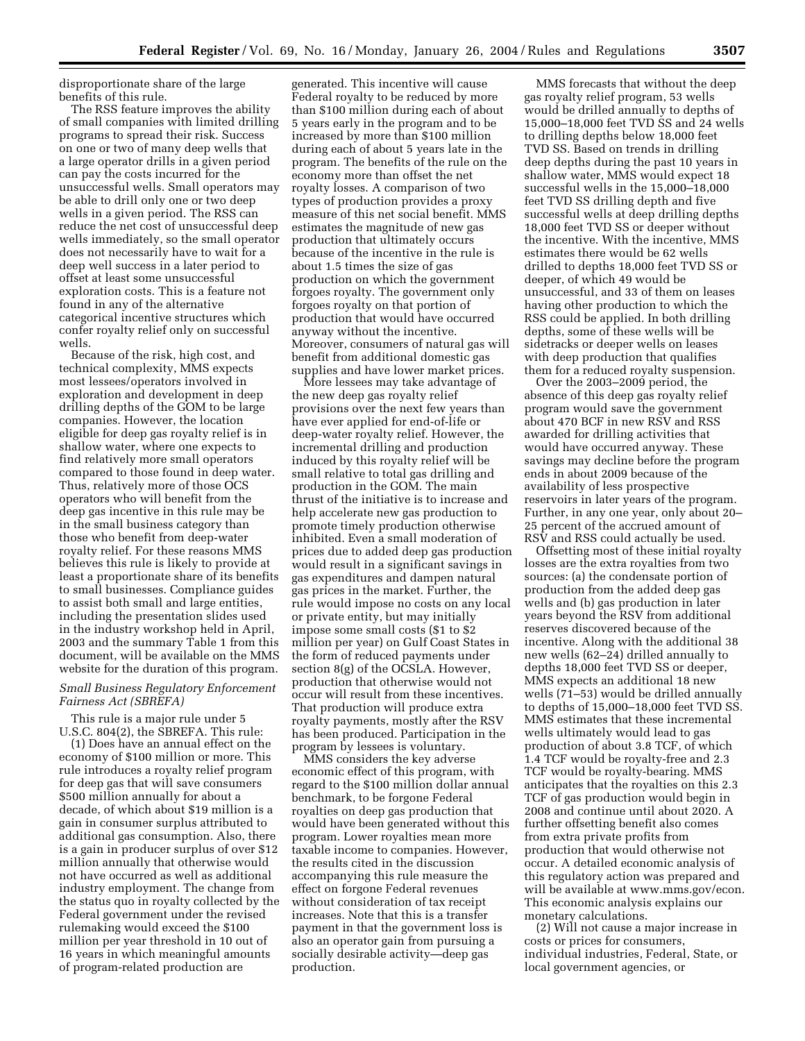disproportionate share of the large benefits of this rule.

The RSS feature improves the ability of small companies with limited drilling programs to spread their risk. Success on one or two of many deep wells that a large operator drills in a given period can pay the costs incurred for the unsuccessful wells. Small operators may be able to drill only one or two deep wells in a given period. The RSS can reduce the net cost of unsuccessful deep wells immediately, so the small operator does not necessarily have to wait for a deep well success in a later period to offset at least some unsuccessful exploration costs. This is a feature not found in any of the alternative categorical incentive structures which confer royalty relief only on successful wells.

Because of the risk, high cost, and technical complexity, MMS expects most lessees/operators involved in exploration and development in deep drilling depths of the GOM to be large companies. However, the location eligible for deep gas royalty relief is in shallow water, where one expects to find relatively more small operators compared to those found in deep water. Thus, relatively more of those OCS operators who will benefit from the deep gas incentive in this rule may be in the small business category than those who benefit from deep-water royalty relief. For these reasons MMS believes this rule is likely to provide at least a proportionate share of its benefits to small businesses. Compliance guides to assist both small and large entities, including the presentation slides used in the industry workshop held in April, 2003 and the summary Table 1 from this document, will be available on the MMS website for the duration of this program.

*Small Business Regulatory Enforcement Fairness Act (SBREFA)*

This rule is a major rule under 5 U.S.C. 804(2), the SBREFA. This rule:

(1) Does have an annual effect on the economy of $100 million or more. This rule introduces a royalty relief program for deep gas that will save consumers $500 million annually for about a decade, of which about $19 million is a gain in consumer surplus attributed to additional gas consumption. Also, there is a gain in producer surplus of over $12 million annually that otherwise would not have occurred as well as additional industry employment. The change from the status quo in royalty collected by the Federal government under the revised rulemaking would exceed the $100 million per year threshold in 10 out of 16 years in which meaningful amounts of program-related production are generated. This incentive will cause Federal royalty to be reduced by more than $100 million during each of about 5 years early in the program and to be increased by more than $100 million during each of about 5 years late in the program. The benefits of the rule on the economy more than offset the net royalty losses. A comparison of two types of production provides a proxy measure of this net social benefit. MMS estimates the magnitude of new gas production that ultimately occurs because of the incentive in the rule is about 1.5 times the size of gas production on which the government forgoes royalty. The government only forgoes royalty on that portion of production that would have occurred anyway without the incentive. Moreover, consumers of natural gas will benefit from additional domestic gas supplies and have lower market prices.

More lessees may take advantage of the new deep gas royalty relief provisions over the next few years than have ever applied for end-of-life or deep-water royalty relief. However, the incremental drilling and production induced by this royalty relief will be small relative to total gas drilling and production in the GOM. The main thrust of the initiative is to increase and help accelerate new gas production to promote timely production otherwise inhibited. Even a small moderation of prices due to added deep gas production would result in a significant savings in gas expenditures and dampen natural gas prices in the market. Further, the rule would impose no costs on any local or private entity, but may initially impose some small costs ($1 to $2 million per year) on Gulf Coast States in the form of reduced payments under section 8(g) of the OCSLA. However, production that otherwise would not occur will result from these incentives. That production will produce extra royalty payments, mostly after the RSV has been produced. Participation in the program by lessees is voluntary.

MMS considers the key adverse economic effect of this program, with regard to the $100 million dollar annual benchmark, to be forgone Federal royalties on deep gas production that would have been generated without this program. Lower royalties mean more taxable income to companies. However, the results cited in the discussion accompanying this rule measure the effect on forgone Federal revenues without consideration of tax receipt increases. Note that this is a transfer payment in that the government loss is also an operator gain from pursuing a socially desirable activity—deep gas production.

MMS forecasts that without the deep gas royalty relief program, 53 wells would be drilled annually to depths of 15,000–18,000 feet TVD SS and 24 wells to drilling depths below 18,000 feet TVD SS. Based on trends in drilling deep depths during the past 10 years in shallow water, MMS would expect 18 successful wells in the 15,000–18,000 feet TVD SS drilling depth and five successful wells at deep drilling depths 18,000 feet TVD SS or deeper without the incentive. With the incentive, MMS estimates there would be 62 wells drilled to depths 18,000 feet TVD SS or deeper, of which 49 would be unsuccessful, and 33 of them on leases having other production to which the RSS could be applied. In both drilling depths, some of these wells will be sidetracks or deeper wells on leases with deep production that qualifies them for a reduced royalty suspension.

Over the 2003–2009 period, the absence of this deep gas royalty relief program would save the government about 470 BCF in new RSV and RSS awarded for drilling activities that would have occurred anyway. These savings may decline before the program ends in about 2009 because of the availability of less prospective reservoirs in later years of the program. Further, in any one year, only about 20–25 percent of the accrued amount of RSV and RSS could actually be used.

Offsetting most of these initial royalty losses are the extra royalties from two sources: (a) the condensate portion of production from the added deep gas wells and (b) gas production in later years beyond the RSV from additional reserves discovered because of the incentive. Along with the additional 38 new wells (62–24) drilled annually to depths 18,000 feet TVD SS or deeper, MMS expects an additional 18 new wells (71–53) would be drilled annually to depths of 15,000–18,000 feet TVD SS. MMS estimates that these incremental wells ultimately would lead to gas production of about 3.8 TCF, of which 1.4 TCF would be royalty-free and 2.3 TCF would be royalty-bearing. MMS anticipates that the royalties on this 2.3 TCF of gas production would begin in 2008 and continue until about 2020. A further offsetting benefit also comes from extra private profits from production that would otherwise not occur. A detailed economic analysis of this regulatory action was prepared and will be available at www.mms.gov/econ. This economic analysis explains our monetary calculations.

(2) Will not cause a major increase in costs or prices for consumers, individual industries, Federal, State, or local government agencies, or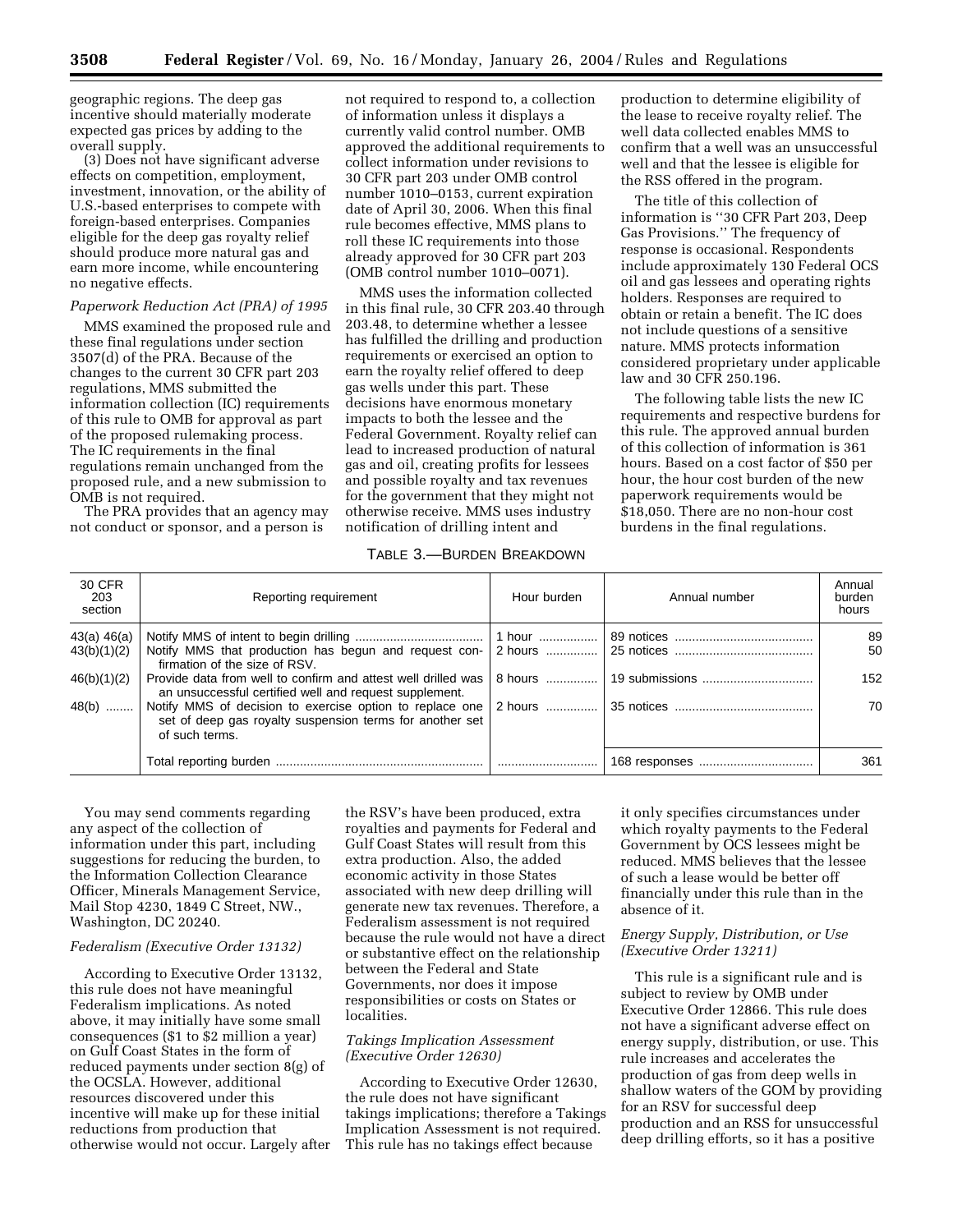geographic regions. The deep gas incentive should materially moderate expected gas prices by adding to the overall supply.

(3) Does not have significant adverse effects on competition, employment, investment, innovation, or the ability of U.S.-based enterprises to compete with foreign-based enterprises. Companies eligible for the deep gas royalty relief should produce more natural gas and earn more income, while encountering no negative effects.

*Paperwork Reduction Act (PRA) of 1995*

MMS examined the proposed rule and these final regulations under section 3507(d) of the PRA. Because of the changes to the current 30 CFR part 203 regulations, MMS submitted the information collection (IC) requirements of this rule to OMB for approval as part of the proposed rulemaking process. The IC requirements in the final regulations remain unchanged from the proposed rule, and a new submission to OMB is not required.

The PRA provides that an agency may not conduct or sponsor, and a person is not required to respond to, a collection of information unless it displays a currently valid control number. OMB approved the additional requirements to collect information under revisions to 30 CFR part 203 under OMB control number 1010–0153, current expiration date of April 30, 2006. When this final rule becomes effective, MMS plans to roll these IC requirements into those already approved for 30 CFR part 203 (OMB control number 1010–0071).

MMS uses the information collected in this final rule, 30 CFR 203.40 through 203.48, to determine whether a lessee has fulfilled the drilling and production requirements or exercised an option to earn the royalty relief offered to deep gas wells under this part. These decisions have enormous monetary impacts to both the lessee and the Federal Government. Royalty relief can lead to increased production of natural gas and oil, creating profits for lessees and possible royalty and tax revenues for the government that they might not otherwise receive. MMS uses industry notification of drilling intent and production to determine eligibility of the lease to receive royalty relief. The well data collected enables MMS to confirm that a well was an unsuccessful well and that the lessee is eligible for the RSS offered in the program.

The title of this collection of information is ''30 CFR Part 203, Deep Gas Provisions.'' The frequency of response is occasional. Respondents include approximately 130 Federal OCS oil and gas lessees and operating rights holders. Responses are required to obtain or retain a benefit. The IC does not include questions of a sensitive nature. MMS protects information considered proprietary under applicable law and 30 CFR 250.196.

The following table lists the new IC requirements and respective burdens for this rule. The approved annual burden of this collection of information is 361 hours. Based on a cost factor of $50 per hour, the hour cost burden of the new paperwork requirements would be $18,050. There are no non-hour cost burdens in the final regulations.

TABLE 3.—BURDEN BREAKDOWN

| 30 CFR 203 section | Reporting requirement | Hour burden | Annual number | Annual burden hours |
|---|---|---|---|---|
| 43(a) 46(a) | Notify MMS of intent to begin drilling | 1 hour | 89 notices | 89 |
| 43(b)(1)(2) | Notify MMS that production has begun and request confirmation of the size of RSV. | 2 hours | 25 notices | 50 |
| 46(b)(1)(2) | Provide data from well to confirm and attest well drilled was an unsuccessful certified well and request supplement. | 8 hours | 19 submissions | 152 |
| 48(b) | Notify MMS of decision to exercise option to replace one set of deep gas royalty suspension terms for another set of such terms. | 2 hours | 35 notices | 70 |
| | Total reporting burden | | 168 responses | 361 |

You may send comments regarding any aspect of the collection of information under this part, including suggestions for reducing the burden, to the Information Collection Clearance Officer, Minerals Management Service, Mail Stop 4230, 1849 C Street, NW., Washington, DC 20240.

*Federalism (Executive Order 13132)*

According to Executive Order 13132, this rule does not have meaningful Federalism implications. As noted above, it may initially have some small consequences ($1 to $2 million a year) on Gulf Coast States in the form of reduced payments under section 8(g) of the OCSLA. However, additional resources discovered under this incentive will make up for these initial reductions from production that otherwise would not occur. Largely after the RSV's have been produced, extra royalties and payments for Federal and Gulf Coast States will result from this extra production. Also, the added economic activity in those States associated with new deep drilling will generate new tax revenues. Therefore, a Federalism assessment is not required because the rule would not have a direct or substantive effect on the relationship between the Federal and State Governments, nor does it impose responsibilities or costs on States or localities.

*Takings Implication Assessment (Executive Order 12630)*

According to Executive Order 12630, the rule does not have significant takings implications; therefore a Takings Implication Assessment is not required. This rule has no takings effect because it only specifies circumstances under which royalty payments to the Federal Government by OCS lessees might be reduced. MMS believes that the lessee of such a lease would be better off financially under this rule than in the absence of it.

*Energy Supply, Distribution, or Use (Executive Order 13211)*

This rule is a significant rule and is subject to review by OMB under Executive Order 12866. This rule does not have a significant adverse effect on energy supply, distribution, or use. This rule increases and accelerates the production of gas from deep wells in shallow waters of the GOM by providing for an RSV for successful deep production and an RSS for unsuccessful deep drilling efforts, so it has a positive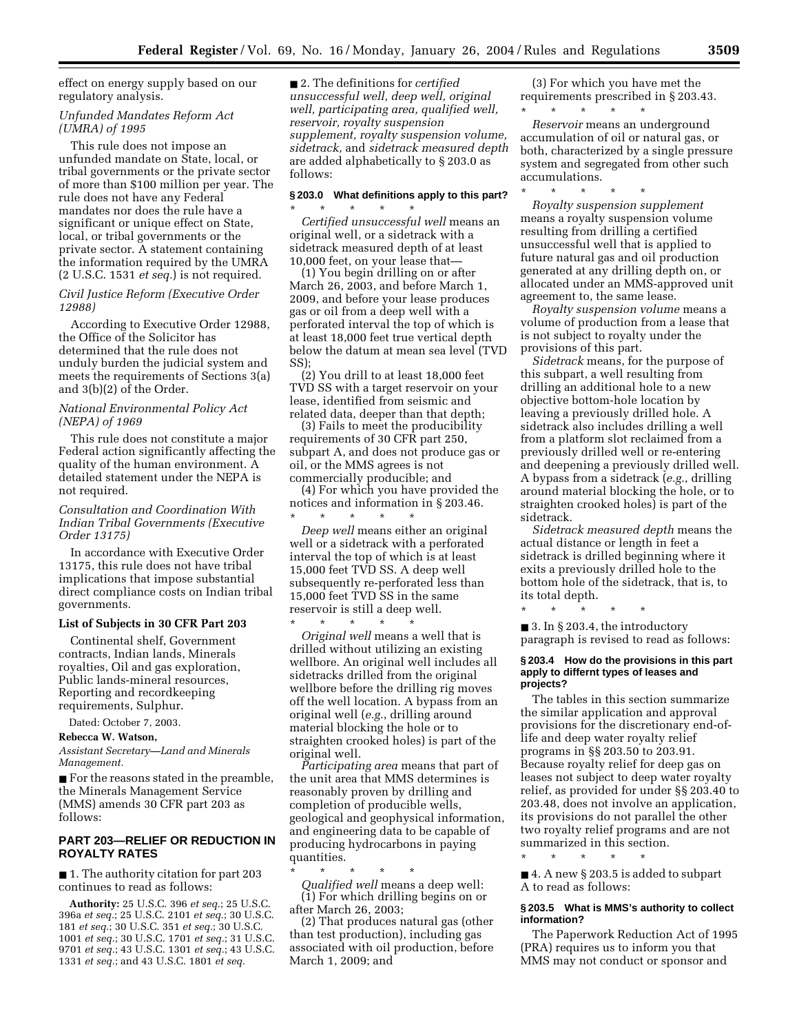effect on energy supply based on our regulatory analysis.

*Unfunded Mandates Reform Act (UMRA) of 1995*

This rule does not impose an unfunded mandate on State, local, or tribal governments or the private sector of more than $100 million per year. The rule does not have any Federal mandates nor does the rule have a significant or unique effect on State, local, or tribal governments or the private sector. A statement containing the information required by the UMRA (2 U.S.C. 1531 *et seq.*) is not required.

*Civil Justice Reform (Executive Order 12988)*

According to Executive Order 12988, the Office of the Solicitor has determined that the rule does not unduly burden the judicial system and meets the requirements of Sections 3(a) and 3(b)(2) of the Order.

*National Environmental Policy Act (NEPA) of 1969*

This rule does not constitute a major Federal action significantly affecting the quality of the human environment. A detailed statement under the NEPA is not required.

*Consultation and Coordination With Indian Tribal Governments (Executive Order 13175)*

In accordance with Executive Order 13175, this rule does not have tribal implications that impose substantial direct compliance costs on Indian tribal governments.

**List of Subjects in 30 CFR Part 203**

Continental shelf, Government contracts, Indian lands, Minerals royalties, Oil and gas exploration, Public lands-mineral resources, Reporting and recordkeeping requirements, Sulphur.

Dated: October 7, 2003.

**Rebecca W. Watson,**

*Assistant Secretary—Land and Minerals Management.*

■ For the reasons stated in the preamble, the Minerals Management Service (MMS) amends 30 CFR part 203 as follows:

## PART 203—RELIEF OR REDUCTION IN ROYALTY RATES

■ 1. The authority citation for part 203 continues to read as follows:

**Authority:** 25 U.S.C. 396 *et seq.*; 25 U.S.C. 396a *et seq.*; 25 U.S.C. 2101 *et seq.*; 30 U.S.C. 181 *et seq.*; 30 U.S.C. 351 *et seq.*; 30 U.S.C. 1001 *et seq.*; 30 U.S.C. 1701 *et seq.*; 31 U.S.C. 9701 *et seq.*; 43 U.S.C. 1301 *et seq.*; 43 U.S.C. 1331 *et seq.*; and 43 U.S.C. 1801 *et seq.*

■ 2. The definitions for *certified unsuccessful well, deep well, original well, participating area, qualified well, reservoir, royalty suspension supplement, royalty suspension volume, sidetrack,* and *sidetrack measured depth* are added alphabetically to § 203.0 as follows:

**§ 203.0 What definitions apply to this part?**

\* \* \* \* \*

*Certified unsuccessful well* means an original well, or a sidetrack with a sidetrack measured depth of at least 10,000 feet, on your lease that—

(1) You begin drilling on or after March 26, 2003, and before March 1, 2009, and before your lease produces gas or oil from a deep well with a perforated interval the top of which is at least 18,000 feet true vertical depth below the datum at mean sea level (TVD SS);

(2) You drill to at least 18,000 feet TVD SS with a target reservoir on your lease, identified from seismic and related data, deeper than that depth;

(3) Fails to meet the producibility requirements of 30 CFR part 250, subpart A, and does not produce gas or oil, or the MMS agrees is not commercially producible; and

(4) For which you have provided the notices and information in § 203.46.

\* \* \* \* \*

*Deep well* means either an original well or a sidetrack with a perforated interval the top of which is at least 15,000 feet TVD SS. A deep well subsequently re-perforated less than 15,000 feet TVD SS in the same reservoir is still a deep well.

\* \* \* \* \*

*Original well* means a well that is drilled without utilizing an existing wellbore. An original well includes all sidetracks drilled from the original wellbore before the drilling rig moves off the well location. A bypass from an original well (*e.g.*, drilling around material blocking the hole or to straighten crooked holes) is part of the original well.

*Participating area* means that part of the unit area that MMS determines is reasonably proven by drilling and completion of producible wells, geological and geophysical information, and engineering data to be capable of producing hydrocarbons in paying quantities.

\* \* \* \* \*

*Qualified well* means a deep well:

(1) For which drilling begins on or after March 26, 2003;

(2) That produces natural gas (other than test production), including gas associated with oil production, before March 1, 2009; and

(3) For which you have met the requirements prescribed in § 203.43.

\* \* \* \* \*

*Reservoir* means an underground accumulation of oil or natural gas, or both, characterized by a single pressure system and segregated from other such accumulations.

\* \* \* \* \*

*Royalty suspension supplement* means a royalty suspension volume resulting from drilling a certified unsuccessful well that is applied to future natural gas and oil production generated at any drilling depth on, or allocated under an MMS-approved unit agreement to, the same lease.

*Royalty suspension volume* means a volume of production from a lease that is not subject to royalty under the provisions of this part.

*Sidetrack* means, for the purpose of this subpart, a well resulting from drilling an additional hole to a new objective bottom-hole location by leaving a previously drilled hole. A sidetrack also includes drilling a well from a platform slot reclaimed from a previously drilled well or re-entering and deepening a previously drilled well. A bypass from a sidetrack (*e.g.*, drilling around material blocking the hole, or to straighten crooked holes) is part of the sidetrack.

*Sidetrack measured depth* means the actual distance or length in feet a sidetrack is drilled beginning where it exits a previously drilled hole to the bottom hole of the sidetrack, that is, to its total depth.

\* \* \* \* \*

■ 3. In § 203.4, the introductory paragraph is revised to read as follows:

**§ 203.4 How do the provisions in this part apply to differnt types of leases and projects?**

The tables in this section summarize the similar application and approval provisions for the discretionary end-of-life and deep water royalty relief programs in §§ 203.50 to 203.91. Because royalty relief for deep gas on leases not subject to deep water royalty relief, as provided for under §§ 203.40 to 203.48, does not involve an application, its provisions do not parallel the other two royalty relief programs and are not summarized in this section.

\* \* \* \* \*

■ 4. A new § 203.5 is added to subpart A to read as follows:

**§ 203.5 What is MMS's authority to collect information?**

The Paperwork Reduction Act of 1995 (PRA) requires us to inform you that MMS may not conduct or sponsor and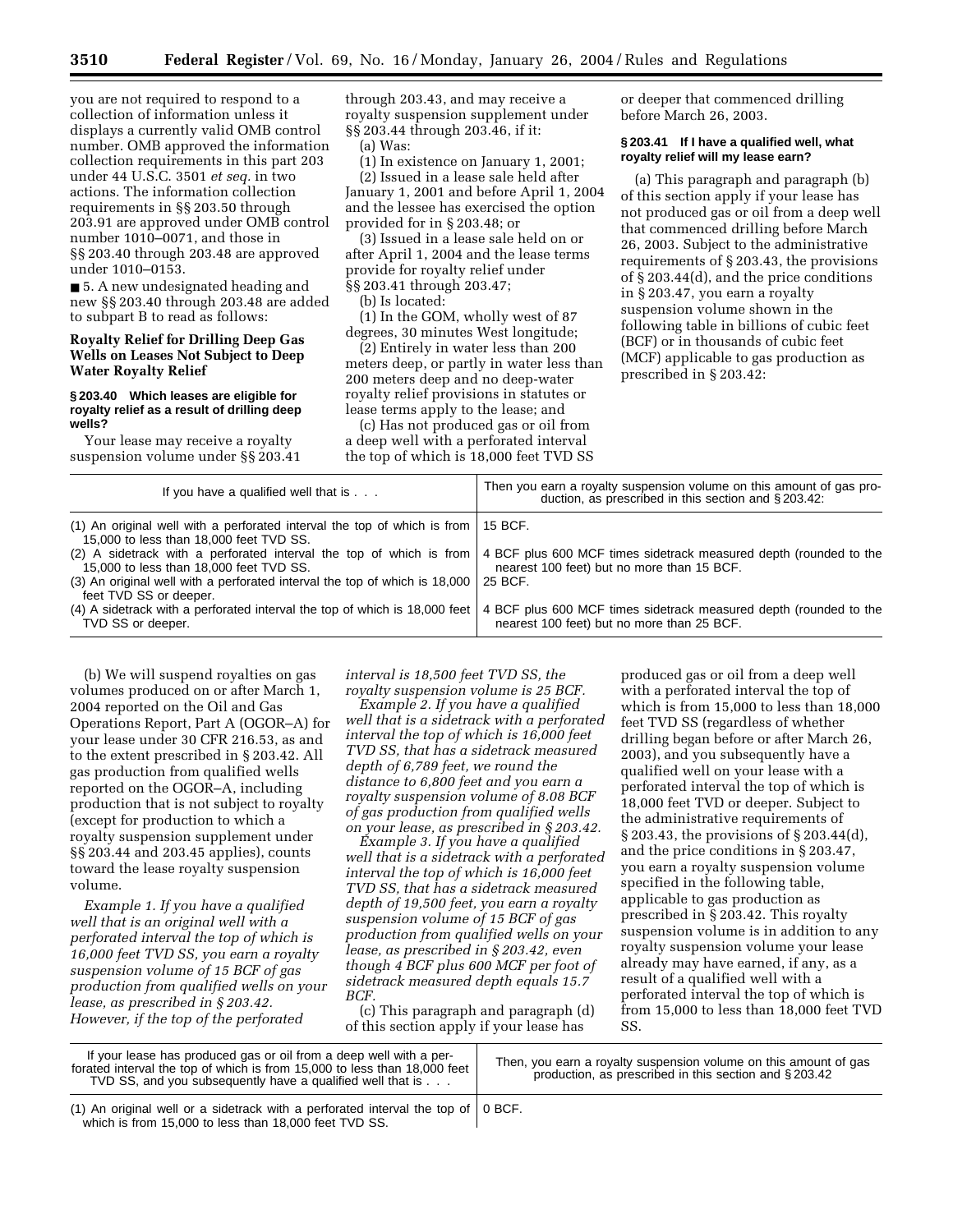you are not required to respond to a collection of information unless it displays a currently valid OMB control number. OMB approved the information collection requirements in this part 203 under 44 U.S.C. 3501 *et seq.* in two actions. The information collection requirements in §§ 203.50 through 203.91 are approved under OMB control number 1010–0071, and those in §§ 203.40 through 203.48 are approved under 1010–0153.

■ 5. A new undesignated heading and new §§ 203.40 through 203.48 are added to subpart B to read as follows:

### Royalty Relief for Drilling Deep Gas Wells on Leases Not Subject to Deep Water Royalty Relief

#### § 203.40 Which leases are eligible for royalty relief as a result of drilling deep wells?

Your lease may receive a royalty suspension volume under §§ 203.41 through 203.43, and may receive a royalty suspension supplement under §§ 203.44 through 203.46, if it:

(a) Was:

(1) In existence on January 1, 2001;

(2) Issued in a lease sale held after January 1, 2001 and before April 1, 2004 and the lessee has exercised the option provided for in § 203.48; or

(3) Issued in a lease sale held on or after April 1, 2004 and the lease terms provide for royalty relief under §§ 203.41 through 203.47;

(b) Is located:

(1) In the GOM, wholly west of 87 degrees, 30 minutes West longitude;

(2) Entirely in water less than 200 meters deep, or partly in water less than 200 meters deep and no deep-water royalty relief provisions in statutes or lease terms apply to the lease; and

(c) Has not produced gas or oil from a deep well with a perforated interval the top of which is 18,000 feet TVD SS or deeper that commenced drilling before March 26, 2003.

#### § 203.41 If I have a qualified well, what royalty relief will my lease earn?

(a) This paragraph and paragraph (b) of this section apply if your lease has not produced gas or oil from a deep well that commenced drilling before March 26, 2003. Subject to the administrative requirements of § 203.43, the provisions of § 203.44(d), and the price conditions in § 203.47, you earn a royalty suspension volume shown in the following table in billions of cubic feet (BCF) or in thousands of cubic feet (MCF) applicable to gas production as prescribed in § 203.42:

| If you have a qualified well that is . . . | Then you earn a royalty suspension volume on this amount of gas production, as prescribed in this section and § 203.42: |
|---|---|
| (1) An original well with a perforated interval the top of which is from 15,000 to less than 18,000 feet TVD SS. | 15 BCF. |
| (2) A sidetrack with a perforated interval the top of which is from 15,000 to less than 18,000 feet TVD SS. | 4 BCF plus 600 MCF times sidetrack measured depth (rounded to the nearest 100 feet) but no more than 15 BCF. |
| (3) An original well with a perforated interval the top of which is 18,000 feet TVD SS or deeper. | 25 BCF. |
| (4) A sidetrack with a perforated interval the top of which is 18,000 feet TVD SS or deeper. | 4 BCF plus 600 MCF times sidetrack measured depth (rounded to the nearest 100 feet) but no more than 25 BCF. |

(b) We will suspend royalties on gas volumes produced on or after March 1, 2004 reported on the Oil and Gas Operations Report, Part A (OGOR–A) for your lease under 30 CFR 216.53, as and to the extent prescribed in § 203.42. All gas production from qualified wells reported on the OGOR–A, including production that is not subject to royalty (except for production to which a royalty suspension supplement under §§ 203.44 and 203.45 applies), counts toward the lease royalty suspension volume.

*Example 1. If you have a qualified well that is an original well with a perforated interval the top of which is 16,000 feet TVD SS, you earn a royalty suspension volume of 15 BCF of gas production from qualified wells on your lease, as prescribed in § 203.42. However, if the top of the perforated interval is 18,500 feet TVD SS, the royalty suspension volume is 25 BCF.*

*Example 2. If you have a qualified well that is a sidetrack with a perforated interval the top of which is 16,000 feet TVD SS, that has a sidetrack measured depth of 6,789 feet, we round the distance to 6,800 feet and you earn a royalty suspension volume of 8.08 BCF of gas production from qualified wells on your lease, as prescribed in § 203.42.*

*Example 3. If you have a qualified well that is a sidetrack with a perforated interval the top of which is 16,000 feet TVD SS, that has a sidetrack measured depth of 19,500 feet, you earn a royalty suspension volume of 15 BCF of gas production from qualified wells on your lease, as prescribed in § 203.42, even though 4 BCF plus 600 MCF per foot of sidetrack measured depth equals 15.7 BCF.*

(c) This paragraph and paragraph (d) of this section apply if your lease has produced gas or oil from a deep well with a perforated interval the top of which is from 15,000 to less than 18,000 feet TVD SS (regardless of whether drilling began before or after March 26, 2003), and you subsequently have a qualified well on your lease with a perforated interval the top of which is 18,000 feet TVD or deeper. Subject to the administrative requirements of § 203.43, the provisions of § 203.44(d), and the price conditions in § 203.47, you earn a royalty suspension volume specified in the following table, applicable to gas production as prescribed in § 203.42. This royalty suspension volume is in addition to any royalty suspension volume your lease already may have earned, if any, as a result of a qualified well with a perforated interval the top of which is from 15,000 to less than 18,000 feet TVD SS.

| If your lease has produced gas or oil from a deep well with a perforated interval the top of which is from 15,000 to less than 18,000 feet TVD SS, and you subsequently have a qualified well that is . . . | Then, you earn a royalty suspension volume on this amount of gas production, as prescribed in this section and § 203.42 |
|---|---|
| (1) An original well or a sidetrack with a perforated interval the top of which is from 15,000 to less than 18,000 feet TVD SS. | 0 BCF. |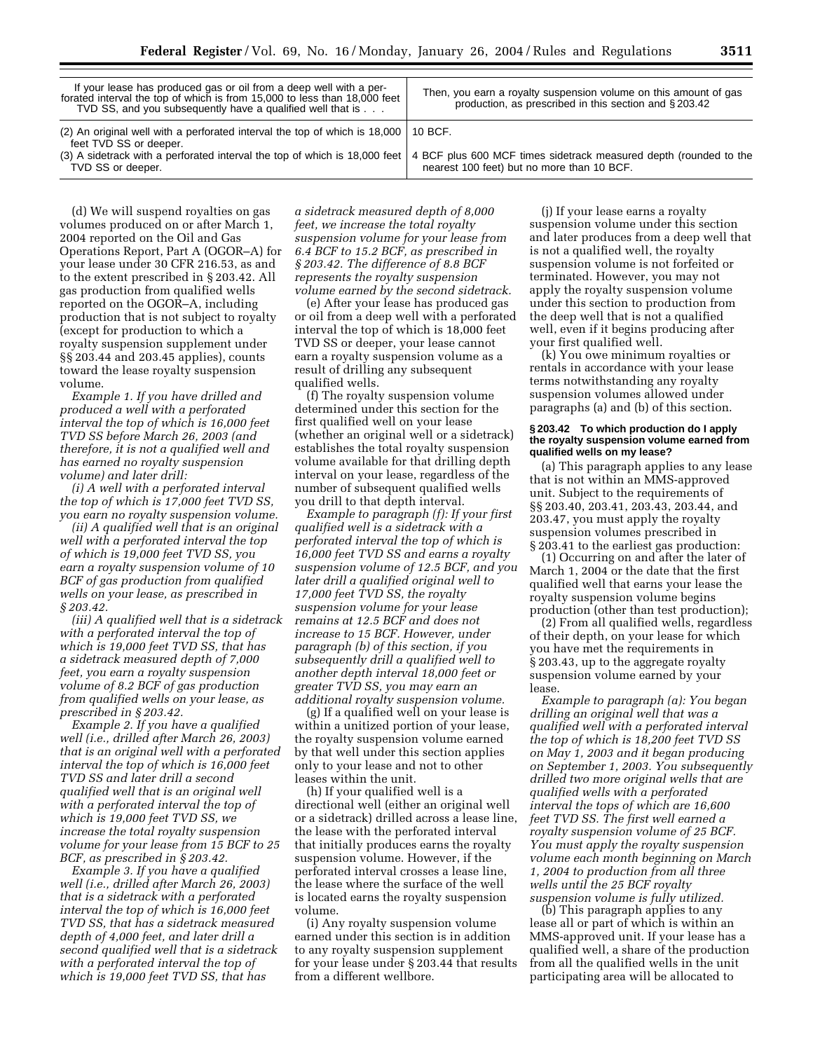| If your lease has produced gas or oil from a deep well with a perforated interval the top of which is from 15,000 to less than 18,000 feet TVD SS, and you subsequently have a qualified well that is . . . | Then, you earn a royalty suspension volume on this amount of gas production, as prescribed in this section and § 203.42 |
|---|---|
| (2) An original well with a perforated interval the top of which is 18,000 feet TVD SS or deeper. | 10 BCF. |
| (3) A sidetrack with a perforated interval the top of which is 18,000 feet TVD SS or deeper. | 4 BCF plus 600 MCF times sidetrack measured depth (rounded to the nearest 100 feet) but no more than 10 BCF. |

(d) We will suspend royalties on gas volumes produced on or after March 1, 2004 reported on the Oil and Gas Operations Report, Part A (OGOR–A) for your lease under 30 CFR 216.53, as and to the extent prescribed in § 203.42. All gas production from qualified wells reported on the OGOR–A, including production that is not subject to royalty (except for production to which a royalty suspension supplement under §§ 203.44 and 203.45 applies), counts toward the lease royalty suspension volume.

*Example 1. If you have drilled and produced a well with a perforated interval the top of which is 16,000 feet TVD SS before March 26, 2003 (and therefore, it is not a qualified well and has earned no royalty suspension volume) and later drill:*

*(i) A well with a perforated interval the top of which is 17,000 feet TVD SS, you earn no royalty suspension volume.*

*(ii) A qualified well that is an original well with a perforated interval the top of which is 19,000 feet TVD SS, you earn a royalty suspension volume of 10 BCF of gas production from qualified wells on your lease, as prescribed in § 203.42.*

*(iii) A qualified well that is a sidetrack with a perforated interval the top of which is 19,000 feet TVD SS, that has a sidetrack measured depth of 7,000 feet, you earn a royalty suspension volume of 8.2 BCF of gas production from qualified wells on your lease, as prescribed in § 203.42.*

*Example 2. If you have a qualified well (i.e., drilled after March 26, 2003) that is an original well with a perforated interval the top of which is 16,000 feet TVD SS and later drill a second qualified well that is an original well with a perforated interval the top of which is 19,000 feet TVD SS, we increase the total royalty suspension volume for your lease from 15 BCF to 25 BCF, as prescribed in § 203.42.*

*Example 3. If you have a qualified well (i.e., drilled after March 26, 2003) that is a sidetrack with a perforated interval the top of which is 16,000 feet TVD SS, that has a sidetrack measured depth of 4,000 feet, and later drill a second qualified well that is a sidetrack with a perforated interval the top of which is 19,000 feet TVD SS, that has a sidetrack measured depth of 8,000 feet, we increase the total royalty suspension volume for your lease from 6.4 BCF to 15.2 BCF, as prescribed in § 203.42. The difference of 8.8 BCF represents the royalty suspension volume earned by the second sidetrack.*

(e) After your lease has produced gas or oil from a deep well with a perforated interval the top of which is 18,000 feet TVD SS or deeper, your lease cannot earn a royalty suspension volume as a result of drilling any subsequent qualified wells.

(f) The royalty suspension volume determined under this section for the first qualified well on your lease (whether an original well or a sidetrack) establishes the total royalty suspension volume available for that drilling depth interval on your lease, regardless of the number of subsequent qualified wells you drill to that depth interval.

*Example to paragraph (f): If your first qualified well is a sidetrack with a perforated interval the top of which is 16,000 feet TVD SS and earns a royalty suspension volume of 12.5 BCF, and you later drill a qualified original well to 17,000 feet TVD SS, the royalty suspension volume for your lease remains at 12.5 BCF and does not increase to 15 BCF. However, under paragraph (b) of this section, if you subsequently drill a qualified well to another depth interval 18,000 feet or greater TVD SS, you may earn an additional royalty suspension volume.*

(g) If a qualified well on your lease is within a unitized portion of your lease, the royalty suspension volume earned by that well under this section applies only to your lease and not to other leases within the unit.

(h) If your qualified well is a directional well (either an original well or a sidetrack) drilled across a lease line, the lease with the perforated interval that initially produces earns the royalty suspension volume. However, if the perforated interval crosses a lease line, the lease where the surface of the well is located earns the royalty suspension volume.

(i) Any royalty suspension volume earned under this section is in addition to any royalty suspension supplement for your lease under § 203.44 that results from a different wellbore.

(j) If your lease earns a royalty suspension volume under this section and later produces from a deep well that is not a qualified well, the royalty suspension volume is not forfeited or terminated. However, you may not apply the royalty suspension volume under this section to production from the deep well that is not a qualified well, even if it begins producing after your first qualified well.

(k) You owe minimum royalties or rentals in accordance with your lease terms notwithstanding any royalty suspension volumes allowed under paragraphs (a) and (b) of this section.

#### § 203.42 To which production do I apply the royalty suspension volume earned from qualified wells on my lease?

(a) This paragraph applies to any lease that is not within an MMS-approved unit. Subject to the requirements of §§ 203.40, 203.41, 203.43, 203.44, and 203.47, you must apply the royalty suspension volumes prescribed in § 203.41 to the earliest gas production:

(1) Occurring on and after the later of March 1, 2004 or the date that the first qualified well that earns your lease the royalty suspension volume begins production (other than test production);

(2) From all qualified wells, regardless of their depth, on your lease for which you have met the requirements in § 203.43, up to the aggregate royalty suspension volume earned by your lease.

*Example to paragraph (a): You began drilling an original well that was a qualified well with a perforated interval the top of which is 18,200 feet TVD SS on May 1, 2003 and it began producing on September 1, 2003. You subsequently drilled two more original wells that are qualified wells with a perforated interval the tops of which are 16,600 feet TVD SS. The first well earned a royalty suspension volume of 25 BCF. You must apply the royalty suspension volume each month beginning on March 1, 2004 to production from all three wells until the 25 BCF royalty suspension volume is fully utilized.*

(b) This paragraph applies to any lease all or part of which is within an MMS-approved unit. If your lease has a qualified well, a share of the production from all the qualified wells in the unit participating area will be allocated to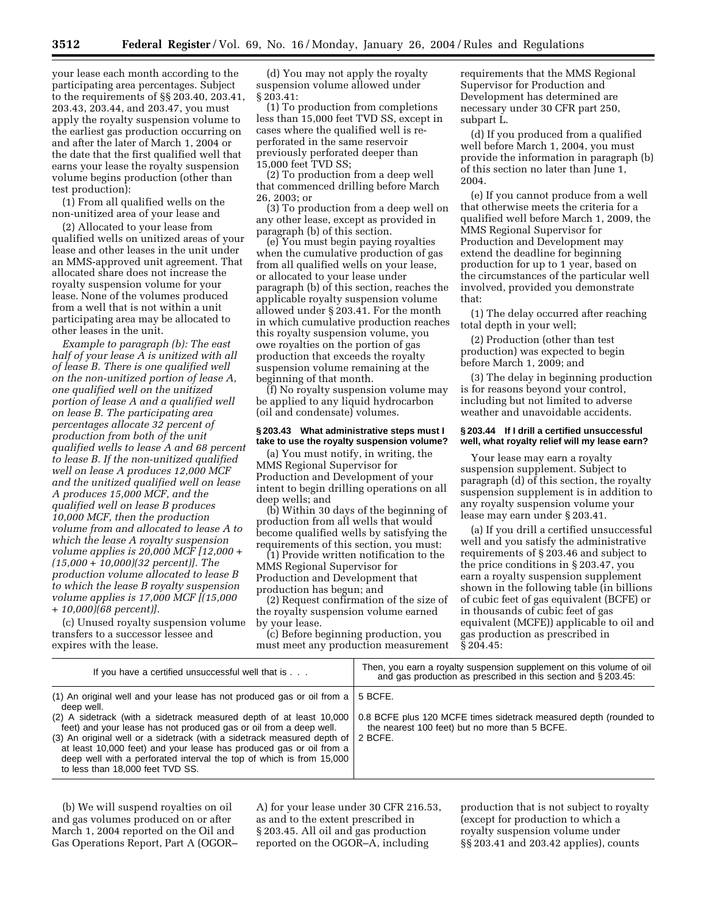your lease each month according to the participating area percentages. Subject to the requirements of §§ 203.40, 203.41, 203.43, 203.44, and 203.47, you must apply the royalty suspension volume to the earliest gas production occurring on and after the later of March 1, 2004 or the date that the first qualified well that earns your lease the royalty suspension volume begins production (other than test production):

(1) From all qualified wells on the non-unitized area of your lease and

(2) Allocated to your lease from qualified wells on unitized areas of your lease and other leases in the unit under an MMS-approved unit agreement. That allocated share does not increase the royalty suspension volume for your lease. None of the volumes produced from a well that is not within a unit participating area may be allocated to other leases in the unit.

*Example to paragraph (b): The east half of your lease A is unitized with all of lease B. There is one qualified well on the non-unitized portion of lease A, one qualified well on the unitized portion of lease A and a qualified well on lease B. The participating area percentages allocate 32 percent of production from both of the unit qualified wells to lease A and 68 percent to lease B. If the non-unitized qualified well on lease A produces 12,000 MCF and the unitized qualified well on lease A produces 15,000 MCF, and the qualified well on lease B produces 10,000 MCF, then the production volume from and allocated to lease A to which the lease A royalty suspension volume applies is 20,000 MCF [12,000 + (15,000 + 10,000)(32 percent)]. The production volume allocated to lease B to which the lease B royalty suspension volume applies is 17,000 MCF [(15,000 + 10,000)(68 percent)].*

(c) Unused royalty suspension volume transfers to a successor lessee and expires with the lease.

(d) You may not apply the royalty suspension volume allowed under § 203.41:

(1) To production from completions less than 15,000 feet TVD SS, except in cases where the qualified well is re-perforated in the same reservoir previously perforated deeper than 15,000 feet TVD SS;

(2) To production from a deep well that commenced drilling before March 26, 2003; or

(3) To production from a deep well on any other lease, except as provided in paragraph (b) of this section.

(e) You must begin paying royalties when the cumulative production of gas from all qualified wells on your lease, or allocated to your lease under paragraph (b) of this section, reaches the applicable royalty suspension volume allowed under § 203.41. For the month in which cumulative production reaches this royalty suspension volume, you owe royalties on the portion of gas production that exceeds the royalty suspension volume remaining at the beginning of that month.

(f) No royalty suspension volume may be applied to any liquid hydrocarbon (oil and condensate) volumes.

**§ 203.43 What administrative steps must I take to use the royalty suspension volume?**

(a) You must notify, in writing, the MMS Regional Supervisor for Production and Development of your intent to begin drilling operations on all deep wells; and

(b) Within 30 days of the beginning of production from all wells that would become qualified wells by satisfying the requirements of this section, you must:

(1) Provide written notification to the MMS Regional Supervisor for Production and Development that production has begun; and

(2) Request confirmation of the size of the royalty suspension volume earned by your lease.

(c) Before beginning production, you must meet any production measurement requirements that the MMS Regional Supervisor for Production and Development has determined are necessary under 30 CFR part 250, subpart L.

(d) If you produced from a qualified well before March 1, 2004, you must provide the information in paragraph (b) of this section no later than June 1, 2004.

(e) If you cannot produce from a well that otherwise meets the criteria for a qualified well before March 1, 2009, the MMS Regional Supervisor for Production and Development may extend the deadline for beginning production for up to 1 year, based on the circumstances of the particular well involved, provided you demonstrate that:

(1) The delay occurred after reaching total depth in your well;

(2) Production (other than test production) was expected to begin before March 1, 2009; and

(3) The delay in beginning production is for reasons beyond your control, including but not limited to adverse weather and unavoidable accidents.

**§ 203.44 If I drill a certified unsuccessful well, what royalty relief will my lease earn?**

Your lease may earn a royalty suspension supplement. Subject to paragraph (d) of this section, the royalty suspension supplement is in addition to any royalty suspension volume your lease may earn under § 203.41.

(a) If you drill a certified unsuccessful well and you satisfy the administrative requirements of § 203.46 and subject to the price conditions in § 203.47, you earn a royalty suspension supplement shown in the following table (in billions of cubic feet of gas equivalent (BCFE) or in thousands of cubic feet of gas equivalent (MCFE)) applicable to oil and gas production as prescribed in § 204.45:

| If you have a certified unsuccessful well that is . . . | Then, you earn a royalty suspension supplement on this volume of oil and gas production as prescribed in this section and § 203.45: |
|---|---|
| (1) An original well and your lease has not produced gas or oil from a deep well. | 5 BCFE. |
| (2) A sidetrack (with a sidetrack measured depth of at least 10,000 feet) and your lease has not produced gas or oil from a deep well. | 0.8 BCFE plus 120 MCFE times sidetrack measured depth (rounded to the nearest 100 feet) but no more than 5 BCFE. |
| (3) An original well or a sidetrack (with a sidetrack measured depth of at least 10,000 feet) and your lease has produced gas or oil from a deep well with a perforated interval the top of which is from 15,000 to less than 18,000 feet TVD SS. | 2 BCFE. |

(b) We will suspend royalties on oil and gas volumes produced on or after March 1, 2004 reported on the Oil and Gas Operations Report, Part A (OGOR–A) for your lease under 30 CFR 216.53, as and to the extent prescribed in § 203.45. All oil and gas production reported on the OGOR–A, including production that is not subject to royalty (except for production to which a royalty suspension volume under §§ 203.41 and 203.42 applies), counts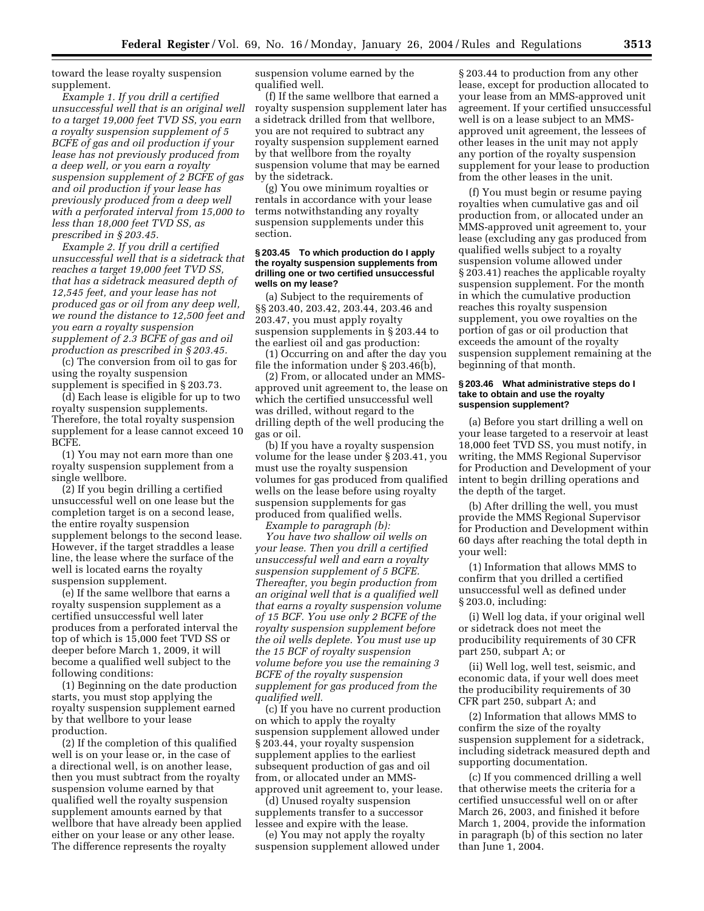toward the lease royalty suspension supplement.

*Example 1. If you drill a certified unsuccessful well that is an original well to a target 19,000 feet TVD SS, you earn a royalty suspension supplement of 5 BCFE of gas and oil production if your lease has not previously produced from a deep well, or you earn a royalty suspension supplement of 2 BCFE of gas and oil production if your lease has previously produced from a deep well with a perforated interval from 15,000 to less than 18,000 feet TVD SS, as prescribed in § 203.45.*

*Example 2. If you drill a certified unsuccessful well that is a sidetrack that reaches a target 19,000 feet TVD SS, that has a sidetrack measured depth of 12,545 feet, and your lease has not produced gas or oil from any deep well, we round the distance to 12,500 feet and you earn a royalty suspension supplement of 2.3 BCFE of gas and oil production as prescribed in § 203.45.*

(c) The conversion from oil to gas for using the royalty suspension supplement is specified in § 203.73.

(d) Each lease is eligible for up to two royalty suspension supplements. Therefore, the total royalty suspension supplement for a lease cannot exceed 10 BCFE.

(1) You may not earn more than one royalty suspension supplement from a single wellbore.

(2) If you begin drilling a certified unsuccessful well on one lease but the completion target is on a second lease, the entire royalty suspension supplement belongs to the second lease. However, if the target straddles a lease line, the lease where the surface of the well is located earns the royalty suspension supplement.

(e) If the same wellbore that earns a royalty suspension supplement as a certified unsuccessful well later produces from a perforated interval the top of which is 15,000 feet TVD SS or deeper before March 1, 2009, it will become a qualified well subject to the following conditions:

(1) Beginning on the date production starts, you must stop applying the royalty suspension supplement earned by that wellbore to your lease production.

(2) If the completion of this qualified well is on your lease or, in the case of a directional well, is on another lease, then you must subtract from the royalty suspension volume earned by that qualified well the royalty suspension supplement amounts earned by that wellbore that have already been applied either on your lease or any other lease. The difference represents the royalty suspension volume earned by the qualified well.

(f) If the same wellbore that earned a royalty suspension supplement later has a sidetrack drilled from that wellbore, you are not required to subtract any royalty suspension supplement earned by that wellbore from the royalty suspension volume that may be earned by the sidetrack.

(g) You owe minimum royalties or rentals in accordance with your lease terms notwithstanding any royalty suspension supplements under this section.

### § 203.45 To which production do I apply the royalty suspension supplements from drilling one or two certified unsuccessful wells on my lease?

(a) Subject to the requirements of §§ 203.40, 203.42, 203.44, 203.46 and 203.47, you must apply royalty suspension supplements in § 203.44 to the earliest oil and gas production:

(1) Occurring on and after the day you file the information under § 203.46(b),

(2) From, or allocated under an MMS-approved unit agreement to, the lease on which the certified unsuccessful well was drilled, without regard to the drilling depth of the well producing the gas or oil.

(b) If you have a royalty suspension volume for the lease under § 203.41, you must use the royalty suspension volumes for gas produced from qualified wells on the lease before using royalty suspension supplements for gas produced from qualified wells.

*Example to paragraph (b):*

*You have two shallow oil wells on your lease. Then you drill a certified unsuccessful well and earn a royalty suspension supplement of 5 BCFE. Thereafter, you begin production from an original well that is a qualified well that earns a royalty suspension volume of 15 BCF. You use only 2 BCFE of the royalty suspension supplement before the oil wells deplete. You must use up the 15 BCF of royalty suspension volume before you use the remaining 3 BCFE of the royalty suspension supplement for gas produced from the qualified well.*

(c) If you have no current production on which to apply the royalty suspension supplement allowed under § 203.44, your royalty suspension supplement applies to the earliest subsequent production of gas and oil from, or allocated under an MMS-approved unit agreement to, your lease.

(d) Unused royalty suspension supplements transfer to a successor lessee and expire with the lease.

(e) You may not apply the royalty suspension supplement allowed under § 203.44 to production from any other lease, except for production allocated to your lease from an MMS-approved unit agreement. If your certified unsuccessful well is on a lease subject to an MMS-approved unit agreement, the lessees of other leases in the unit may not apply any portion of the royalty suspension supplement for your lease to production from the other leases in the unit.

(f) You must begin or resume paying royalties when cumulative gas and oil production from, or allocated under an MMS-approved unit agreement to, your lease (excluding any gas produced from qualified wells subject to a royalty suspension volume allowed under § 203.41) reaches the applicable royalty suspension supplement. For the month in which the cumulative production reaches this royalty suspension supplement, you owe royalties on the portion of gas or oil production that exceeds the amount of the royalty suspension supplement remaining at the beginning of that month.

### § 203.46 What administrative steps do I take to obtain and use the royalty suspension supplement?

(a) Before you start drilling a well on your lease targeted to a reservoir at least 18,000 feet TVD SS, you must notify, in writing, the MMS Regional Supervisor for Production and Development of your intent to begin drilling operations and the depth of the target.

(b) After drilling the well, you must provide the MMS Regional Supervisor for Production and Development within 60 days after reaching the total depth in your well:

(1) Information that allows MMS to confirm that you drilled a certified unsuccessful well as defined under § 203.0, including:

(i) Well log data, if your original well or sidetrack does not meet the producibility requirements of 30 CFR part 250, subpart A; or

(ii) Well log, well test, seismic, and economic data, if your well does meet the producibility requirements of 30 CFR part 250, subpart A; and

(2) Information that allows MMS to confirm the size of the royalty suspension supplement for a sidetrack, including sidetrack measured depth and supporting documentation.

(c) If you commenced drilling a well that otherwise meets the criteria for a certified unsuccessful well on or after March 26, 2003, and finished it before March 1, 2004, provide the information in paragraph (b) of this section no later than June 1, 2004.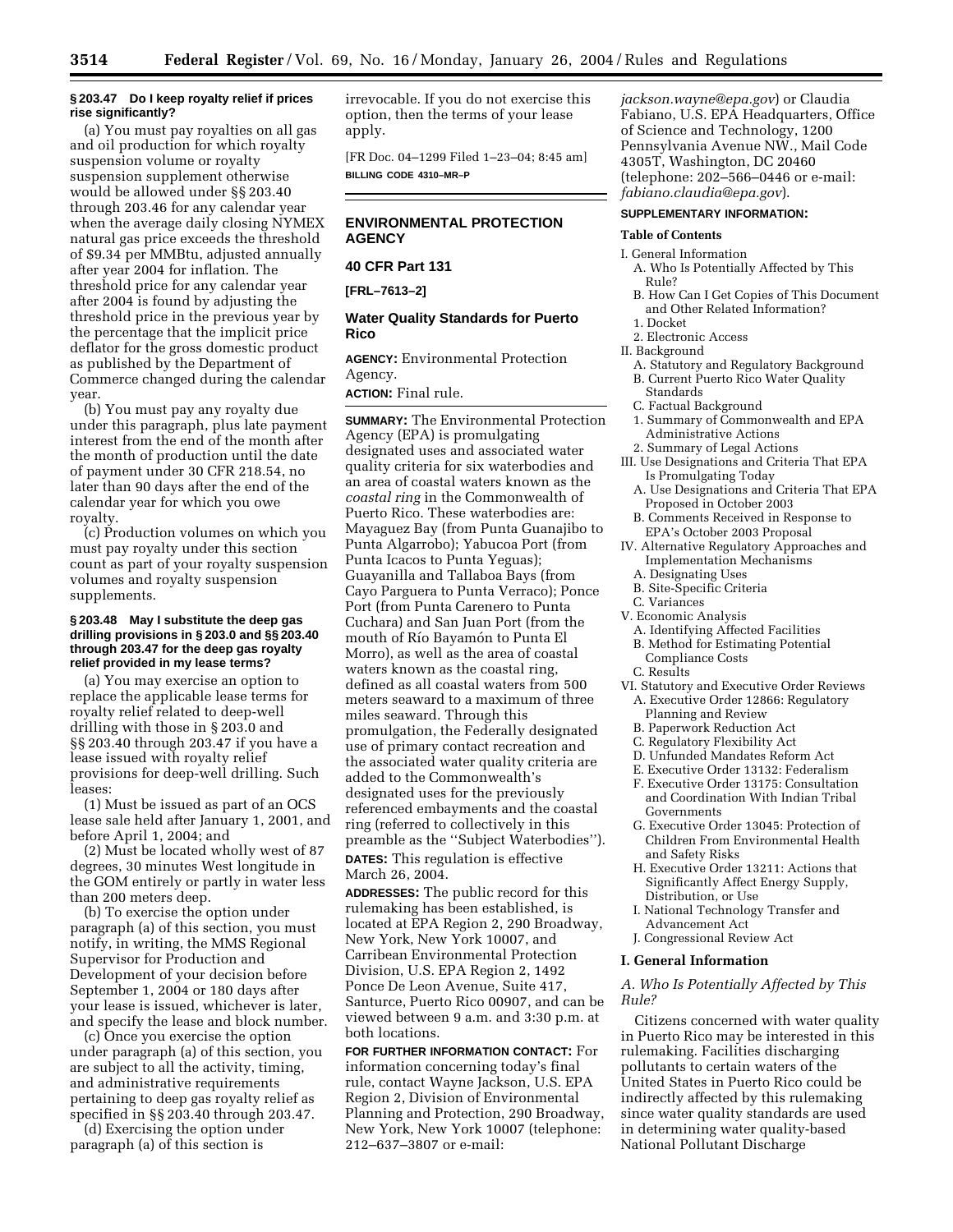### § 203.47 Do I keep royalty relief if prices rise significantly?

(a) You must pay royalties on all gas and oil production for which royalty suspension volume or royalty suspension supplement otherwise would be allowed under §§ 203.40 through 203.46 for any calendar year when the average daily closing NYMEX natural gas price exceeds the threshold of $9.34 per MMBtu, adjusted annually after year 2004 for inflation. The threshold price for any calendar year after 2004 is found by adjusting the threshold price in the previous year by the percentage that the implicit price deflator for the gross domestic product as published by the Department of Commerce changed during the calendar year.

(b) You must pay any royalty due under this paragraph, plus late payment interest from the end of the month after the month of production until the date of payment under 30 CFR 218.54, no later than 90 days after the end of the calendar year for which you owe royalty.

(c) Production volumes on which you must pay royalty under this section count as part of your royalty suspension volumes and royalty suspension supplements.

### § 203.48 May I substitute the deep gas drilling provisions in § 203.0 and §§ 203.40 through 203.47 for the deep gas royalty relief provided in my lease terms?

(a) You may exercise an option to replace the applicable lease terms for royalty relief related to deep-well drilling with those in § 203.0 and §§ 203.40 through 203.47 if you have a lease issued with royalty relief provisions for deep-well drilling. Such leases:

(1) Must be issued as part of an OCS lease sale held after January 1, 2001, and before April 1, 2004; and

(2) Must be located wholly west of 87 degrees, 30 minutes West longitude in the GOM entirely or partly in water less than 200 meters deep.

(b) To exercise the option under paragraph (a) of this section, you must notify, in writing, the MMS Regional Supervisor for Production and Development of your decision before September 1, 2004 or 180 days after your lease is issued, whichever is later, and specify the lease and block number.

(c) Once you exercise the option under paragraph (a) of this section, you are subject to all the activity, timing, and administrative requirements pertaining to deep gas royalty relief as specified in §§ 203.40 through 203.47.

(d) Exercising the option under paragraph (a) of this section is irrevocable. If you do not exercise this option, then the terms of your lease apply.

[FR Doc. 04–1299 Filed 1–23–04; 8:45 am]

**BILLING CODE 4310–MR–P**

---

## ENVIRONMENTAL PROTECTION AGENCY

### 40 CFR Part 131

**[FRL–7613–2]**

### Water Quality Standards for Puerto Rico

**AGENCY:** Environmental Protection Agency.

**ACTION:** Final rule.

**SUMMARY:** The Environmental Protection Agency (EPA) is promulgating designated uses and associated water quality criteria for six waterbodies and an area of coastal waters known as the *coastal ring* in the Commonwealth of Puerto Rico. These waterbodies are: Mayaguez Bay (from Punta Guanajibo to Punta Algarrobo); Yabucoa Port (from Punta Icacos to Punta Yeguas); Guayanilla and Tallaboa Bays (from Cayo Parguera to Punta Verraco); Ponce Port (from Punta Carenero to Punta Cuchara) and San Juan Port (from the mouth of Río Bayamón to Punta El Morro), as well as the area of coastal waters known as the coastal ring, defined as all coastal waters from 500 meters seaward to a maximum of three miles seaward. Through this promulgation, the Federally designated use of primary contact recreation and the associated water quality criteria are added to the Commonwealth's designated uses for the previously referenced embayments and the coastal ring (referred to collectively in this preamble as the ''Subject Waterbodies'').

**DATES:** This regulation is effective March 26, 2004.

**ADDRESSES:** The public record for this rulemaking has been established, is located at EPA Region 2, 290 Broadway, New York, New York 10007, and Carribean Environmental Protection Division, U.S. EPA Region 2, 1492 Ponce De Leon Avenue, Suite 417, Santurce, Puerto Rico 00907, and can be viewed between 9 a.m. and 3:30 p.m. at both locations.

**FOR FURTHER INFORMATION CONTACT:** For information concerning today's final rule, contact Wayne Jackson, U.S. EPA Region 2, Division of Environmental Planning and Protection, 290 Broadway, New York, New York 10007 (telephone: 212–637–3807 or e-mail: *jackson.wayne@epa.gov*) or Claudia Fabiano, U.S. EPA Headquarters, Office of Science and Technology, 1200 Pennsylvania Avenue NW., Mail Code 4305T, Washington, DC 20460 (telephone: 202–566–0446 or e-mail: *fabiano.claudia@epa.gov*).

**SUPPLEMENTARY INFORMATION:**

**Table of Contents**

I. General Information
  A. Who Is Potentially Affected by This Rule?
  B. How Can I Get Copies of This Document and Other Related Information?
  1. Docket
  2. Electronic Access
II. Background
  A. Statutory and Regulatory Background
  B. Current Puerto Rico Water Quality Standards
  C. Factual Background
  1. Summary of Commonwealth and EPA Administrative Actions
  2. Summary of Legal Actions
III. Use Designations and Criteria That EPA Is Promulgating Today
  A. Use Designations and Criteria That EPA Proposed in October 2003
  B. Comments Received in Response to EPA's October 2003 Proposal
IV. Alternative Regulatory Approaches and Implementation Mechanisms
  A. Designating Uses
  B. Site-Specific Criteria
  C. Variances
V. Economic Analysis
  A. Identifying Affected Facilities
  B. Method for Estimating Potential Compliance Costs
  C. Results
VI. Statutory and Executive Order Reviews
  A. Executive Order 12866: Regulatory Planning and Review
  B. Paperwork Reduction Act
  C. Regulatory Flexibility Act
  D. Unfunded Mandates Reform Act
  E. Executive Order 13132: Federalism
  F. Executive Order 13175: Consultation and Coordination With Indian Tribal Governments
  G. Executive Order 13045: Protection of Children From Environmental Health and Safety Risks
  H. Executive Order 13211: Actions that Significantly Affect Energy Supply, Distribution, or Use
  I. National Technology Transfer and Advancement Act
  J. Congressional Review Act

## I. General Information

### *A. Who Is Potentially Affected by This Rule?*

Citizens concerned with water quality in Puerto Rico may be interested in this rulemaking. Facilities discharging pollutants to certain waters of the United States in Puerto Rico could be indirectly affected by this rulemaking since water quality standards are used in determining water quality-based National Pollutant Discharge